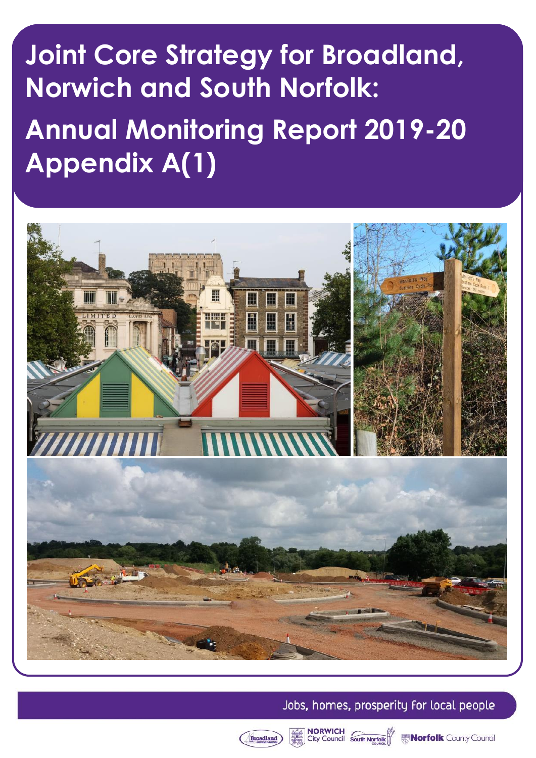# Joint Core Strategy for Broadland, Norwich and South Norfolk:

# Annual Monitoring Report 2019-20 Appendix A(1)

Jobs, homes, prosperity for local people

Broadland District Council | Norwich City Council | South Norfolk Council | Norfolk County Council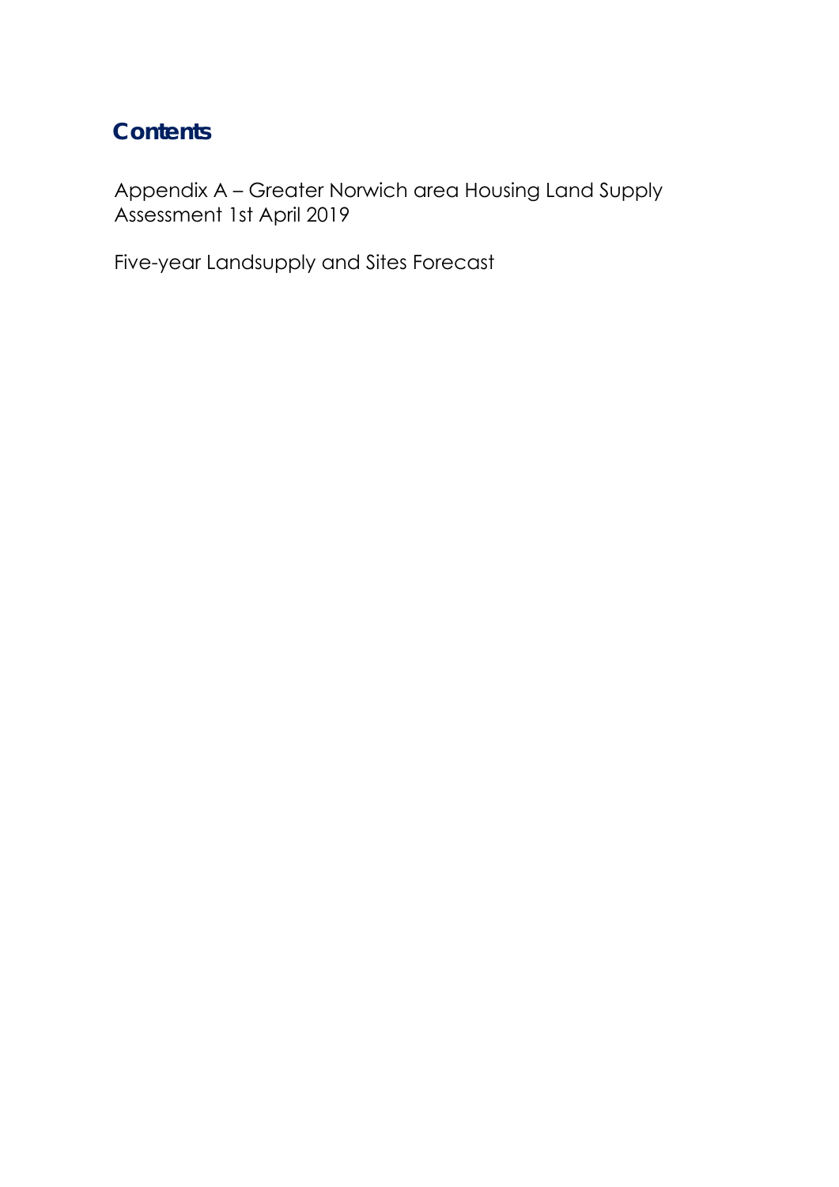## Contents

Appendix A – Greater Norwich area Housing Land Supply Assessment 1st April 2019

Five-year Landsupply and Sites Forecast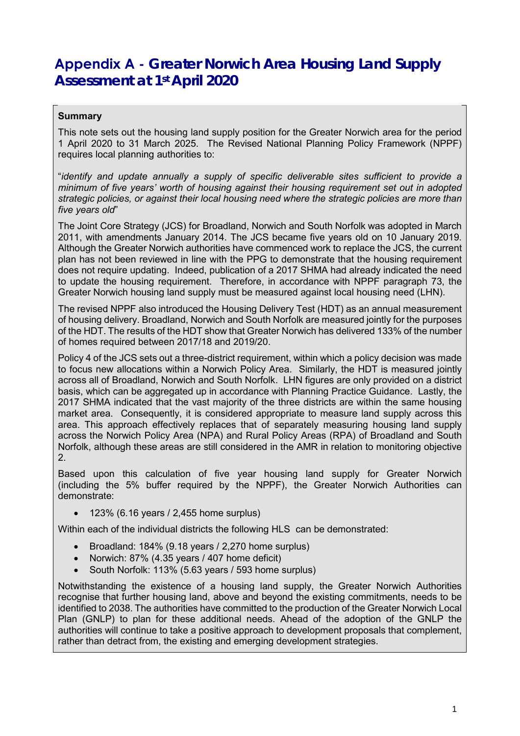# Appendix A - Greater Norwich Area Housing Land Supply Assessment at 1st April 2020

**Summary**

This note sets out the housing land supply position for the Greater Norwich area for the period 1 April 2020 to 31 March 2025. The Revised National Planning Policy Framework (NPPF) requires local planning authorities to:

"*identify and update annually a supply of specific deliverable sites sufficient to provide a minimum of five years' worth of housing against their housing requirement set out in adopted strategic policies, or against their local housing need where the strategic policies are more than five years old*"

The Joint Core Strategy (JCS) for Broadland, Norwich and South Norfolk was adopted in March 2011, with amendments January 2014. The JCS became five years old on 10 January 2019. Although the Greater Norwich authorities have commenced work to replace the JCS, the current plan has not been reviewed in line with the PPG to demonstrate that the housing requirement does not require updating. Indeed, publication of a 2017 SHMA had already indicated the need to update the housing requirement. Therefore, in accordance with NPPF paragraph 73, the Greater Norwich housing land supply must be measured against local housing need (LHN).

The revised NPPF also introduced the Housing Delivery Test (HDT) as an annual measurement of housing delivery. Broadland, Norwich and South Norfolk are measured jointly for the purposes of the HDT. The results of the HDT show that Greater Norwich has delivered 133% of the number of homes required between 2017/18 and 2019/20.

Policy 4 of the JCS sets out a three-district requirement, within which a policy decision was made to focus new allocations within a Norwich Policy Area. Similarly, the HDT is measured jointly across all of Broadland, Norwich and South Norfolk. LHN figures are only provided on a district basis, which can be aggregated up in accordance with Planning Practice Guidance. Lastly, the 2017 SHMA indicated that the vast majority of the three districts are within the same housing market area. Consequently, it is considered appropriate to measure land supply across this area. This approach effectively replaces that of separately measuring housing land supply across the Norwich Policy Area (NPA) and Rural Policy Areas (RPA) of Broadland and South Norfolk, although these areas are still considered in the AMR in relation to monitoring objective 2.

Based upon this calculation of five year housing land supply for Greater Norwich (including the 5% buffer required by the NPPF), the Greater Norwich Authorities can demonstrate:

- 123% (6.16 years / 2,455 home surplus)

Within each of the individual districts the following HLS can be demonstrated:

- Broadland: 184% (9.18 years / 2,270 home surplus)
- Norwich: 87% (4.35 years / 407 home deficit)
- South Norfolk: 113% (5.63 years / 593 home surplus)

Notwithstanding the existence of a housing land supply, the Greater Norwich Authorities recognise that further housing land, above and beyond the existing commitments, needs to be identified to 2038. The authorities have committed to the production of the Greater Norwich Local Plan (GNLP) to plan for these additional needs. Ahead of the adoption of the GNLP the authorities will continue to take a positive approach to development proposals that complement, rather than detract from, the existing and emerging development strategies.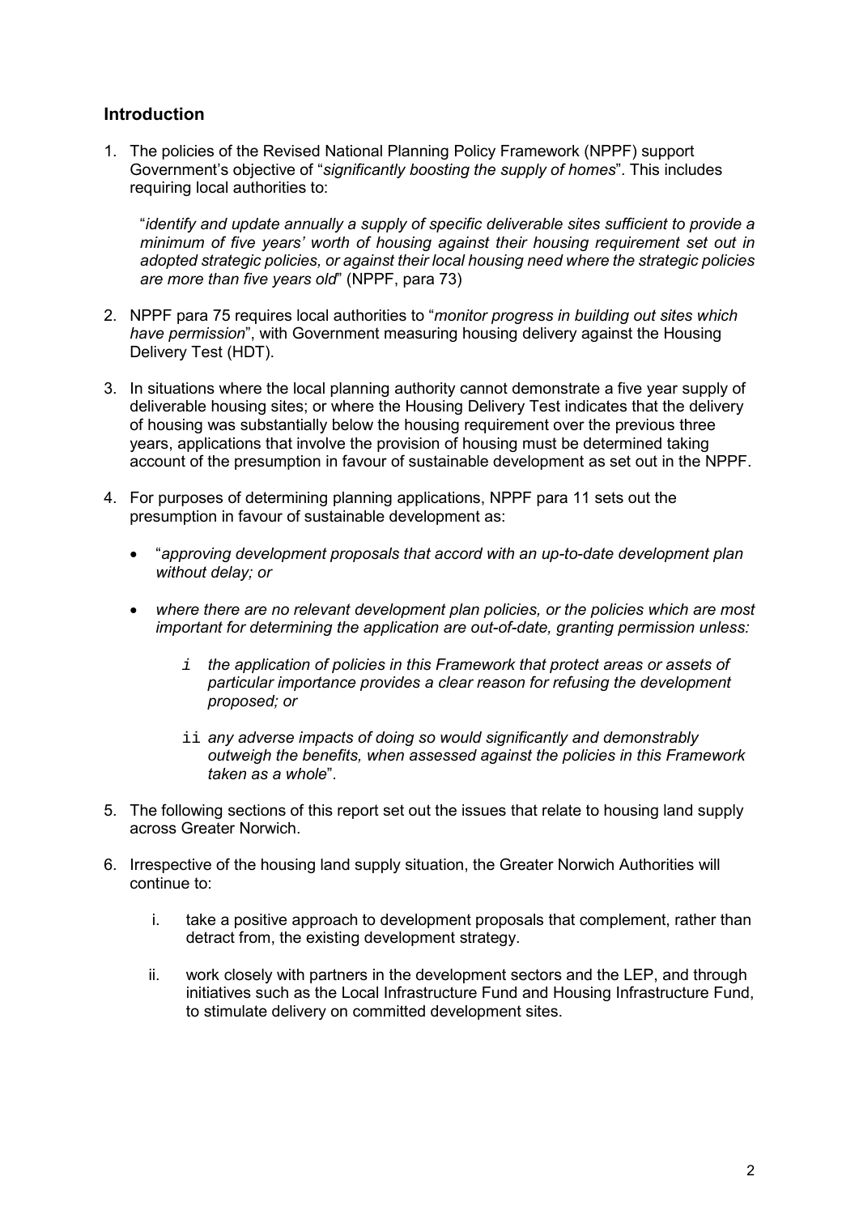## Introduction

1. The policies of the Revised National Planning Policy Framework (NPPF) support Government's objective of "*significantly boosting the supply of homes*". This includes requiring local authorities to:

   "*identify and update annually a supply of specific deliverable sites sufficient to provide a minimum of five years' worth of housing against their housing requirement set out in adopted strategic policies, or against their local housing need where the strategic policies are more than five years old*" (NPPF, para 73)

2. NPPF para 75 requires local authorities to "*monitor progress in building out sites which have permission*", with Government measuring housing delivery against the Housing Delivery Test (HDT).

3. In situations where the local planning authority cannot demonstrate a five year supply of deliverable housing sites; or where the Housing Delivery Test indicates that the delivery of housing was substantially below the housing requirement over the previous three years, applications that involve the provision of housing must be determined taking account of the presumption in favour of sustainable development as set out in the NPPF.

4. For purposes of determining planning applications, NPPF para 11 sets out the presumption in favour of sustainable development as:

   - "*approving development proposals that accord with an up-to-date development plan without delay; or*
   - *where there are no relevant development plan policies, or the policies which are most important for determining the application are out-of-date, granting permission unless:*
     - i *the application of policies in this Framework that protect areas or assets of particular importance provides a clear reason for refusing the development proposed; or*
     - ii *any adverse impacts of doing so would significantly and demonstrably outweigh the benefits, when assessed against the policies in this Framework taken as a whole*".

5. The following sections of this report set out the issues that relate to housing land supply across Greater Norwich.

6. Irrespective of the housing land supply situation, the Greater Norwich Authorities will continue to:

   i. take a positive approach to development proposals that complement, rather than detract from, the existing development strategy.

   ii. work closely with partners in the development sectors and the LEP, and through initiatives such as the Local Infrastructure Fund and Housing Infrastructure Fund, to stimulate delivery on committed development sites.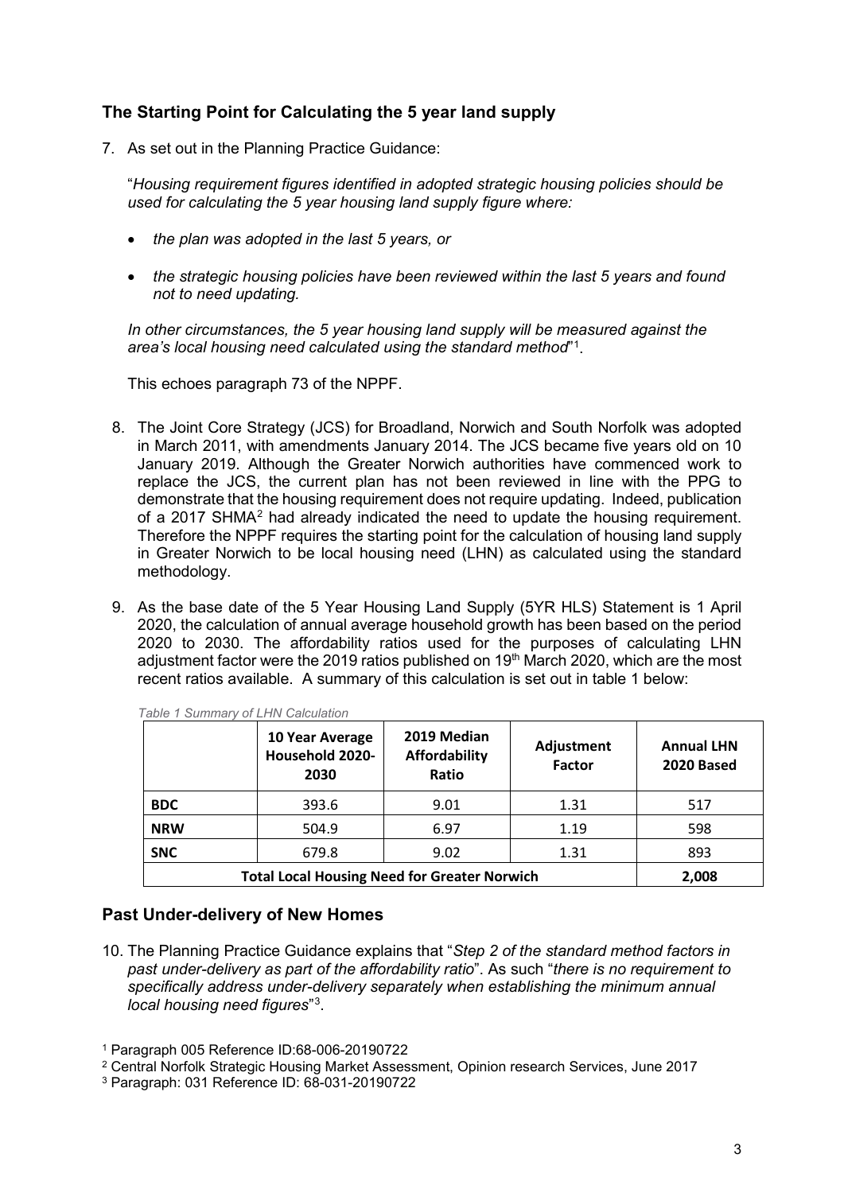## The Starting Point for Calculating the 5 year land supply

7. As set out in the Planning Practice Guidance:

   "*Housing requirement figures identified in adopted strategic housing policies should be used for calculating the 5 year housing land supply figure where:*

   - *the plan was adopted in the last 5 years, or*
   - *the strategic housing policies have been reviewed within the last 5 years and found not to need updating.*

   *In other circumstances, the 5 year housing land supply will be measured against the area's local housing need calculated using the standard method*"[1].

   This echoes paragraph 73 of the NPPF.

8. The Joint Core Strategy (JCS) for Broadland, Norwich and South Norfolk was adopted in March 2011, with amendments January 2014. The JCS became five years old on 10 January 2019. Although the Greater Norwich authorities have commenced work to replace the JCS, the current plan has not been reviewed in line with the PPG to demonstrate that the housing requirement does not require updating. Indeed, publication of a 2017 SHMA[2] had already indicated the need to update the housing requirement. Therefore the NPPF requires the starting point for the calculation of housing land supply in Greater Norwich to be local housing need (LHN) as calculated using the standard methodology.

9. As the base date of the 5 Year Housing Land Supply (5YR HLS) Statement is 1 April 2020, the calculation of annual average household growth has been based on the period 2020 to 2030. The affordability ratios used for the purposes of calculating LHN adjustment factor were the 2019 ratios published on 19th March 2020, which are the most recent ratios available. A summary of this calculation is set out in table 1 below:

*Table 1 Summary of LHN Calculation*

| | 10 Year Average Household 2020-2030 | 2019 Median Affordability Ratio | Adjustment Factor | Annual LHN 2020 Based |
|---|---|---|---|---|
| **BDC** | 393.6 | 9.01 | 1.31 | 517 |
| **NRW** | 504.9 | 6.97 | 1.19 | 598 |
| **SNC** | 679.8 | 9.02 | 1.31 | 893 |
| **Total Local Housing Need for Greater Norwich** | | | | **2,008** |

## Past Under-delivery of New Homes

10. The Planning Practice Guidance explains that "*Step 2 of the standard method factors in past under-delivery as part of the affordability ratio*". As such "*there is no requirement to specifically address under-delivery separately when establishing the minimum annual local housing need figures*"[3].

[1] Paragraph 005 Reference ID:68-006-20190722

[2] Central Norfolk Strategic Housing Market Assessment, Opinion research Services, June 2017

[3] Paragraph: 031 Reference ID: 68-031-20190722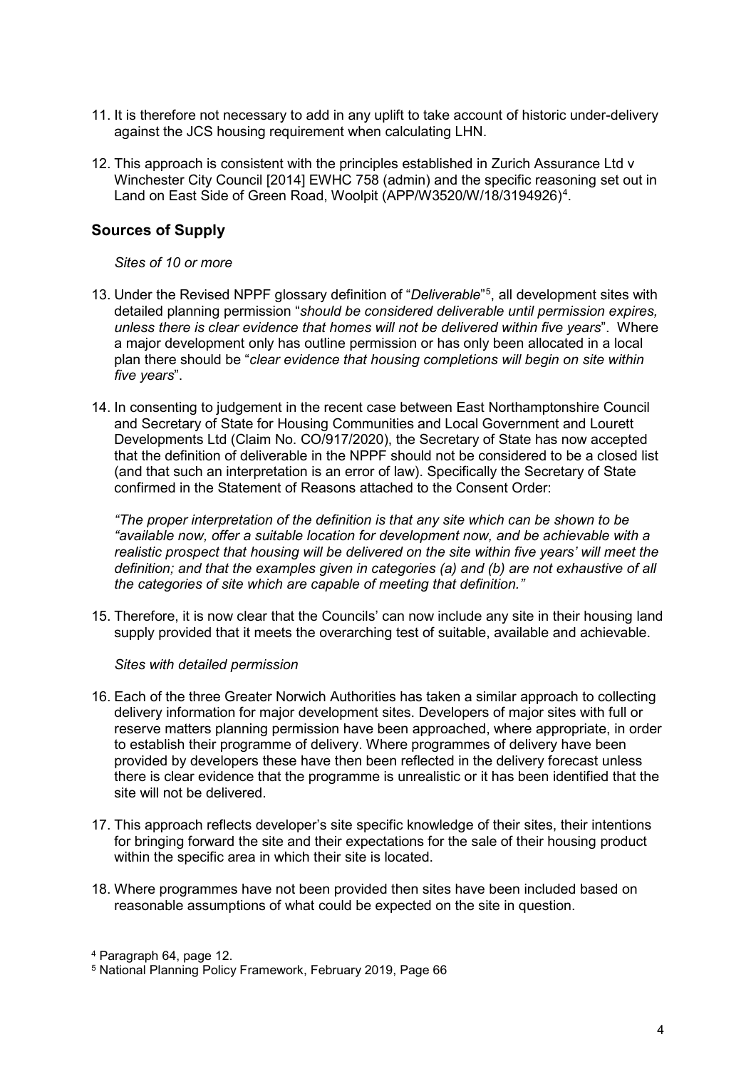11. It is therefore not necessary to add in any uplift to take account of historic under-delivery against the JCS housing requirement when calculating LHN.

12. This approach is consistent with the principles established in Zurich Assurance Ltd v Winchester City Council [2014] EWHC 758 (admin) and the specific reasoning set out in Land on East Side of Green Road, Woolpit (APP/W3520/W/18/3194926)[4].

## Sources of Supply

*Sites of 10 or more*

13. Under the Revised NPPF glossary definition of "*Deliverable*"[5], all development sites with detailed planning permission "*should be considered deliverable until permission expires, unless there is clear evidence that homes will not be delivered within five years*". Where a major development only has outline permission or has only been allocated in a local plan there should be "*clear evidence that housing completions will begin on site within five years*".

14. In consenting to judgement in the recent case between East Northamptonshire Council and Secretary of State for Housing Communities and Local Government and Lourett Developments Ltd (Claim No. CO/917/2020), the Secretary of State has now accepted that the definition of deliverable in the NPPF should not be considered to be a closed list (and that such an interpretation is an error of law). Specifically the Secretary of State confirmed in the Statement of Reasons attached to the Consent Order:

    *"The proper interpretation of the definition is that any site which can be shown to be "available now, offer a suitable location for development now, and be achievable with a realistic prospect that housing will be delivered on the site within five years' will meet the definition; and that the examples given in categories (a) and (b) are not exhaustive of all the categories of site which are capable of meeting that definition."*

15. Therefore, it is now clear that the Councils' can now include any site in their housing land supply provided that it meets the overarching test of suitable, available and achievable.

*Sites with detailed permission*

16. Each of the three Greater Norwich Authorities has taken a similar approach to collecting delivery information for major development sites. Developers of major sites with full or reserve matters planning permission have been approached, where appropriate, in order to establish their programme of delivery. Where programmes of delivery have been provided by developers these have then been reflected in the delivery forecast unless there is clear evidence that the programme is unrealistic or it has been identified that the site will not be delivered.

17. This approach reflects developer's site specific knowledge of their sites, their intentions for bringing forward the site and their expectations for the sale of their housing product within the specific area in which their site is located.

18. Where programmes have not been provided then sites have been included based on reasonable assumptions of what could be expected on the site in question.

[4] Paragraph 64, page 12.

[5] National Planning Policy Framework, February 2019, Page 66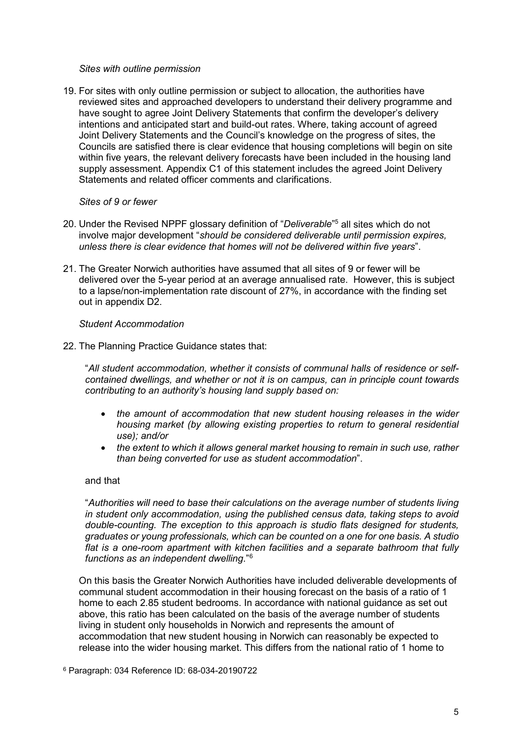*Sites with outline permission*

19. For sites with only outline permission or subject to allocation, the authorities have reviewed sites and approached developers to understand their delivery programme and have sought to agree Joint Delivery Statements that confirm the developer's delivery intentions and anticipated start and build-out rates. Where, taking account of agreed Joint Delivery Statements and the Council's knowledge on the progress of sites, the Councils are satisfied there is clear evidence that housing completions will begin on site within five years, the relevant delivery forecasts have been included in the housing land supply assessment. Appendix C1 of this statement includes the agreed Joint Delivery Statements and related officer comments and clarifications.

*Sites of 9 or fewer*

20. Under the Revised NPPF glossary definition of "*Deliverable*"[5] all sites which do not involve major development "*should be considered deliverable until permission expires, unless there is clear evidence that homes will not be delivered within five years*".

21. The Greater Norwich authorities have assumed that all sites of 9 or fewer will be delivered over the 5-year period at an average annualised rate. However, this is subject to a lapse/non-implementation rate discount of 27%, in accordance with the finding set out in appendix D2.

*Student Accommodation*

22. The Planning Practice Guidance states that:

"*All student accommodation, whether it consists of communal halls of residence or self-contained dwellings, and whether or not it is on campus, can in principle count towards contributing to an authority's housing land supply based on:*

- *the amount of accommodation that new student housing releases in the wider housing market (by allowing existing properties to return to general residential use); and/or*
- *the extent to which it allows general market housing to remain in such use, rather than being converted for use as student accommodation*".

and that

"*Authorities will need to base their calculations on the average number of students living in student only accommodation, using the published census data, taking steps to avoid double-counting. The exception to this approach is studio flats designed for students, graduates or young professionals, which can be counted on a one for one basis. A studio flat is a one-room apartment with kitchen facilities and a separate bathroom that fully functions as an independent dwelling*."[6]

On this basis the Greater Norwich Authorities have included deliverable developments of communal student accommodation in their housing forecast on the basis of a ratio of 1 home to each 2.85 student bedrooms. In accordance with national guidance as set out above, this ratio has been calculated on the basis of the average number of students living in student only households in Norwich and represents the amount of accommodation that new student housing in Norwich can reasonably be expected to release into the wider housing market. This differs from the national ratio of 1 home to

[6] Paragraph: 034 Reference ID: 68-034-20190722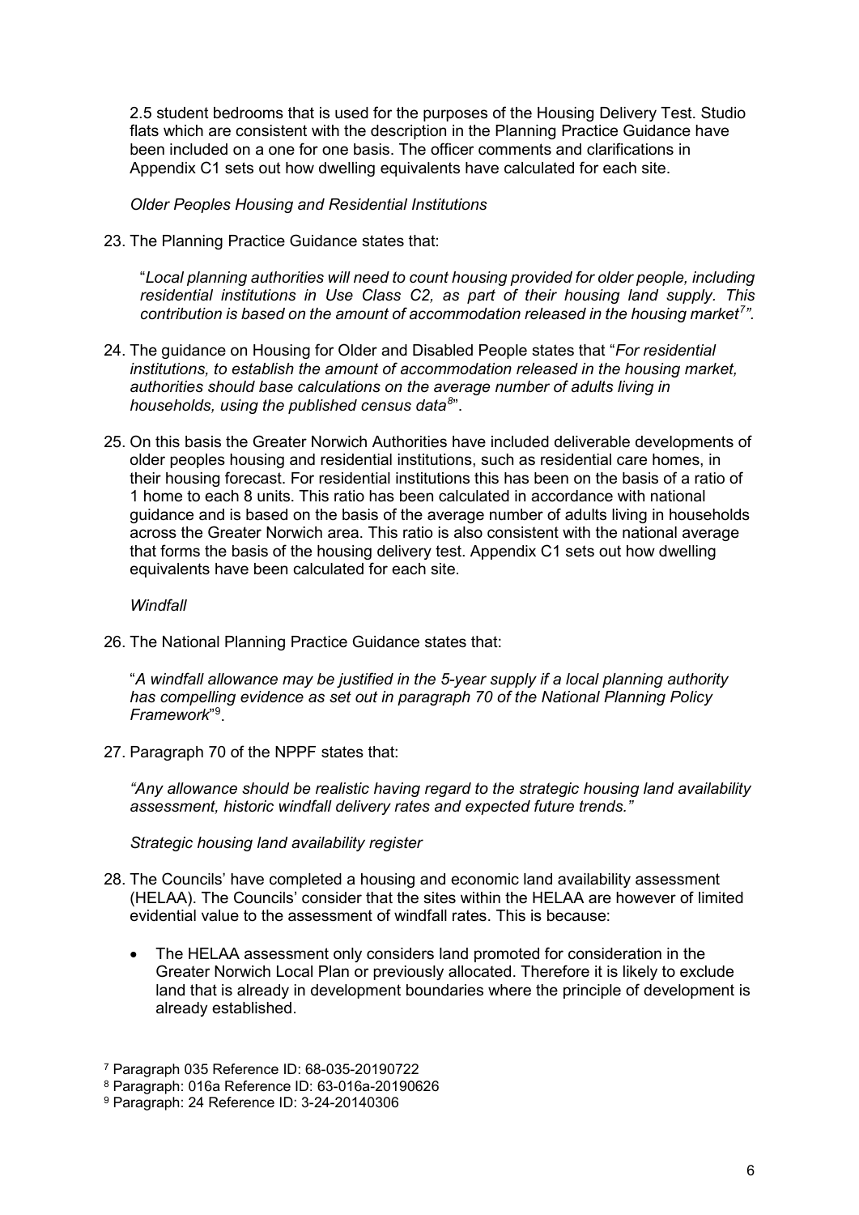2.5 student bedrooms that is used for the purposes of the Housing Delivery Test. Studio flats which are consistent with the description in the Planning Practice Guidance have been included on a one for one basis. The officer comments and clarifications in Appendix C1 sets out how dwelling equivalents have calculated for each site.

*Older Peoples Housing and Residential Institutions*

23. The Planning Practice Guidance states that:

    "*Local planning authorities will need to count housing provided for older people, including residential institutions in Use Class C2, as part of their housing land supply. This contribution is based on the amount of accommodation released in the housing market*[7]*"*.

24. The guidance on Housing for Older and Disabled People states that "*For residential institutions, to establish the amount of accommodation released in the housing market, authorities should base calculations on the average number of adults living in households, using the published census data*[8]".

25. On this basis the Greater Norwich Authorities have included deliverable developments of older peoples housing and residential institutions, such as residential care homes, in their housing forecast. For residential institutions this has been on the basis of a ratio of 1 home to each 8 units. This ratio has been calculated in accordance with national guidance and is based on the basis of the average number of adults living in households across the Greater Norwich area. This ratio is also consistent with the national average that forms the basis of the housing delivery test. Appendix C1 sets out how dwelling equivalents have been calculated for each site.

*Windfall*

26. The National Planning Practice Guidance states that:

    "*A windfall allowance may be justified in the 5-year supply if a local planning authority has compelling evidence as set out in paragraph 70 of the National Planning Policy Framework*"[9].

27. Paragraph 70 of the NPPF states that:

    *"Any allowance should be realistic having regard to the strategic housing land availability assessment, historic windfall delivery rates and expected future trends."*

*Strategic housing land availability register*

28. The Councils' have completed a housing and economic land availability assessment (HELAA). The Councils' consider that the sites within the HELAA are however of limited evidential value to the assessment of windfall rates. This is because:

    - The HELAA assessment only considers land promoted for consideration in the Greater Norwich Local Plan or previously allocated. Therefore it is likely to exclude land that is already in development boundaries where the principle of development is already established.

[7] Paragraph 035 Reference ID: 68-035-20190722

[8] Paragraph: 016a Reference ID: 63-016a-20190626

[9] Paragraph: 24 Reference ID: 3-24-20140306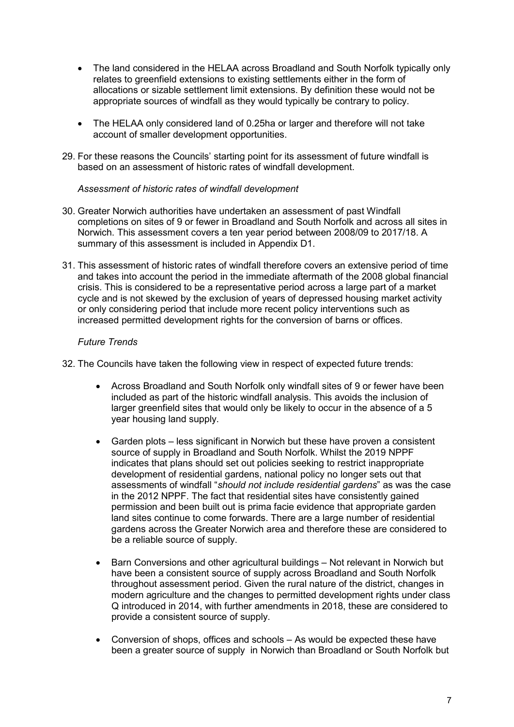- The land considered in the HELAA across Broadland and South Norfolk typically only relates to greenfield extensions to existing settlements either in the form of allocations or sizable settlement limit extensions. By definition these would not be appropriate sources of windfall as they would typically be contrary to policy.

- The HELAA only considered land of 0.25ha or larger and therefore will not take account of smaller development opportunities.

29. For these reasons the Councils' starting point for its assessment of future windfall is based on an assessment of historic rates of windfall development.

*Assessment of historic rates of windfall development*

30. Greater Norwich authorities have undertaken an assessment of past Windfall completions on sites of 9 or fewer in Broadland and South Norfolk and across all sites in Norwich. This assessment covers a ten year period between 2008/09 to 2017/18. A summary of this assessment is included in Appendix D1.

31. This assessment of historic rates of windfall therefore covers an extensive period of time and takes into account the period in the immediate aftermath of the 2008 global financial crisis. This is considered to be a representative period across a large part of a market cycle and is not skewed by the exclusion of years of depressed housing market activity or only considering period that include more recent policy interventions such as increased permitted development rights for the conversion of barns or offices.

*Future Trends*

32. The Councils have taken the following view in respect of expected future trends:

    - Across Broadland and South Norfolk only windfall sites of 9 or fewer have been included as part of the historic windfall analysis. This avoids the inclusion of larger greenfield sites that would only be likely to occur in the absence of a 5 year housing land supply.

    - Garden plots – less significant in Norwich but these have proven a consistent source of supply in Broadland and South Norfolk. Whilst the 2019 NPPF indicates that plans should set out policies seeking to restrict inappropriate development of residential gardens, national policy no longer sets out that assessments of windfall "*should not include residential gardens*" as was the case in the 2012 NPPF. The fact that residential sites have consistently gained permission and been built out is prima facie evidence that appropriate garden land sites continue to come forwards. There are a large number of residential gardens across the Greater Norwich area and therefore these are considered to be a reliable source of supply.

    - Barn Conversions and other agricultural buildings – Not relevant in Norwich but have been a consistent source of supply across Broadland and South Norfolk throughout assessment period. Given the rural nature of the district, changes in modern agriculture and the changes to permitted development rights under class Q introduced in 2014, with further amendments in 2018, these are considered to provide a consistent source of supply.

    - Conversion of shops, offices and schools – As would be expected these have been a greater source of supply in Norwich than Broadland or South Norfolk but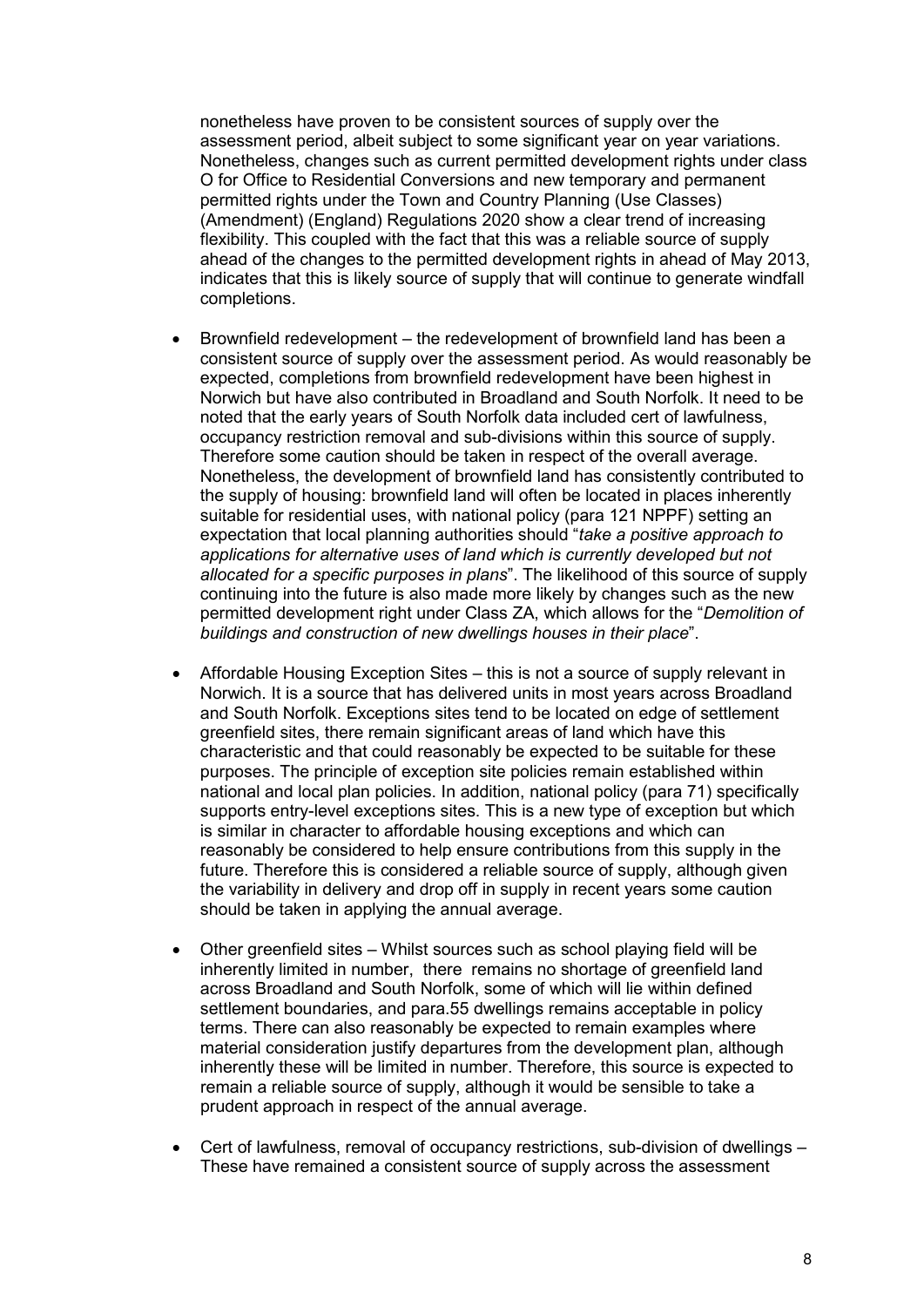nonetheless have proven to be consistent sources of supply over the assessment period, albeit subject to some significant year on year variations. Nonetheless, changes such as current permitted development rights under class O for Office to Residential Conversions and new temporary and permanent permitted rights under the Town and Country Planning (Use Classes) (Amendment) (England) Regulations 2020 show a clear trend of increasing flexibility. This coupled with the fact that this was a reliable source of supply ahead of the changes to the permitted development rights in ahead of May 2013, indicates that this is likely source of supply that will continue to generate windfall completions.

- Brownfield redevelopment – the redevelopment of brownfield land has been a consistent source of supply over the assessment period. As would reasonably be expected, completions from brownfield redevelopment have been highest in Norwich but have also contributed in Broadland and South Norfolk. It need to be noted that the early years of South Norfolk data included cert of lawfulness, occupancy restriction removal and sub-divisions within this source of supply. Therefore some caution should be taken in respect of the overall average. Nonetheless, the development of brownfield land has consistently contributed to the supply of housing: brownfield land will often be located in places inherently suitable for residential uses, with national policy (para 121 NPPF) setting an expectation that local planning authorities should "*take a positive approach to applications for alternative uses of land which is currently developed but not allocated for a specific purposes in plans*". The likelihood of this source of supply continuing into the future is also made more likely by changes such as the new permitted development right under Class ZA, which allows for the "*Demolition of buildings and construction of new dwellings houses in their place*".

- Affordable Housing Exception Sites – this is not a source of supply relevant in Norwich. It is a source that has delivered units in most years across Broadland and South Norfolk. Exceptions sites tend to be located on edge of settlement greenfield sites, there remain significant areas of land which have this characteristic and that could reasonably be expected to be suitable for these purposes. The principle of exception site policies remain established within national and local plan policies. In addition, national policy (para 71) specifically supports entry-level exceptions sites. This is a new type of exception but which is similar in character to affordable housing exceptions and which can reasonably be considered to help ensure contributions from this supply in the future. Therefore this is considered a reliable source of supply, although given the variability in delivery and drop off in supply in recent years some caution should be taken in applying the annual average.

- Other greenfield sites – Whilst sources such as school playing field will be inherently limited in number, there remains no shortage of greenfield land across Broadland and South Norfolk, some of which will lie within defined settlement boundaries, and para.55 dwellings remains acceptable in policy terms. There can also reasonably be expected to remain examples where material consideration justify departures from the development plan, although inherently these will be limited in number. Therefore, this source is expected to remain a reliable source of supply, although it would be sensible to take a prudent approach in respect of the annual average.

- Cert of lawfulness, removal of occupancy restrictions, sub-division of dwellings – These have remained a consistent source of supply across the assessment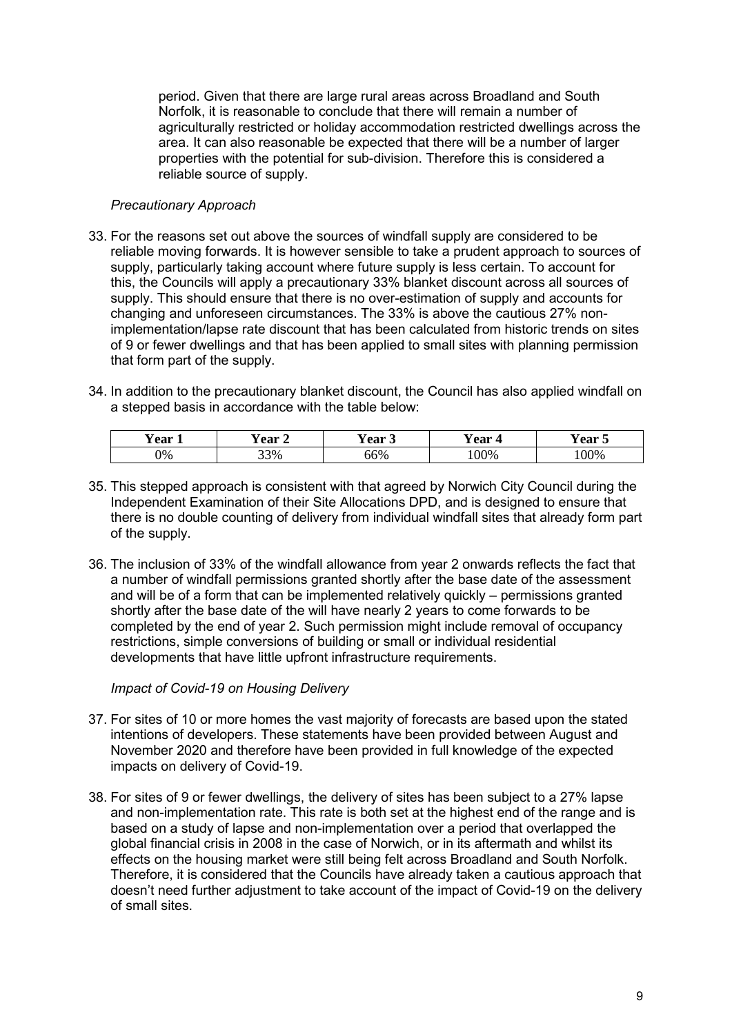period. Given that there are large rural areas across Broadland and South Norfolk, it is reasonable to conclude that there will remain a number of agriculturally restricted or holiday accommodation restricted dwellings across the area. It can also reasonable be expected that there will be a number of larger properties with the potential for sub-division. Therefore this is considered a reliable source of supply.

*Precautionary Approach*

33. For the reasons set out above the sources of windfall supply are considered to be reliable moving forwards. It is however sensible to take a prudent approach to sources of supply, particularly taking account where future supply is less certain. To account for this, the Councils will apply a precautionary 33% blanket discount across all sources of supply. This should ensure that there is no over-estimation of supply and accounts for changing and unforeseen circumstances. The 33% is above the cautious 27% non-implementation/lapse rate discount that has been calculated from historic trends on sites of 9 or fewer dwellings and that has been applied to small sites with planning permission that form part of the supply.

34. In addition to the precautionary blanket discount, the Council has also applied windfall on a stepped basis in accordance with the table below:

| Year 1 | Year 2 | Year 3 | Year 4 | Year 5 |
|---|---|---|---|---|
| 0% | 33% | 66% | 100% | 100% |

35. This stepped approach is consistent with that agreed by Norwich City Council during the Independent Examination of their Site Allocations DPD, and is designed to ensure that there is no double counting of delivery from individual windfall sites that already form part of the supply.

36. The inclusion of 33% of the windfall allowance from year 2 onwards reflects the fact that a number of windfall permissions granted shortly after the base date of the assessment and will be of a form that can be implemented relatively quickly – permissions granted shortly after the base date of the will have nearly 2 years to come forwards to be completed by the end of year 2. Such permission might include removal of occupancy restrictions, simple conversions of building or small or individual residential developments that have little upfront infrastructure requirements.

*Impact of Covid-19 on Housing Delivery*

37. For sites of 10 or more homes the vast majority of forecasts are based upon the stated intentions of developers. These statements have been provided between August and November 2020 and therefore have been provided in full knowledge of the expected impacts on delivery of Covid-19.

38. For sites of 9 or fewer dwellings, the delivery of sites has been subject to a 27% lapse and non-implementation rate. This rate is both set at the highest end of the range and is based on a study of lapse and non-implementation over a period that overlapped the global financial crisis in 2008 in the case of Norwich, or in its aftermath and whilst its effects on the housing market were still being felt across Broadland and South Norfolk. Therefore, it is considered that the Councils have already taken a cautious approach that doesn't need further adjustment to take account of the impact of Covid-19 on the delivery of small sites.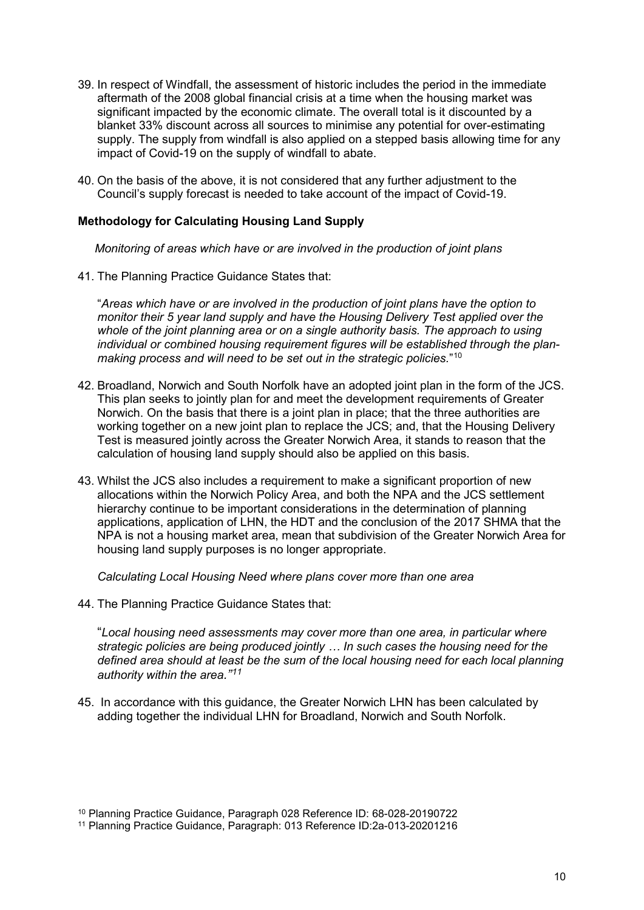39. In respect of Windfall, the assessment of historic includes the period in the immediate aftermath of the 2008 global financial crisis at a time when the housing market was significant impacted by the economic climate. The overall total is it discounted by a blanket 33% discount across all sources to minimise any potential for over-estimating supply. The supply from windfall is also applied on a stepped basis allowing time for any impact of Covid-19 on the supply of windfall to abate.

40. On the basis of the above, it is not considered that any further adjustment to the Council's supply forecast is needed to take account of the impact of Covid-19.

### Methodology for Calculating Housing Land Supply

*Monitoring of areas which have or are involved in the production of joint plans*

41. The Planning Practice Guidance States that:

"*Areas which have or are involved in the production of joint plans have the option to monitor their 5 year land supply and have the Housing Delivery Test applied over the whole of the joint planning area or on a single authority basis. The approach to using individual or combined housing requirement figures will be established through the plan-making process and will need to be set out in the strategic policies.*"[10]

42. Broadland, Norwich and South Norfolk have an adopted joint plan in the form of the JCS. This plan seeks to jointly plan for and meet the development requirements of Greater Norwich. On the basis that there is a joint plan in place; that the three authorities are working together on a new joint plan to replace the JCS; and, that the Housing Delivery Test is measured jointly across the Greater Norwich Area, it stands to reason that the calculation of housing land supply should also be applied on this basis.

43. Whilst the JCS also includes a requirement to make a significant proportion of new allocations within the Norwich Policy Area, and both the NPA and the JCS settlement hierarchy continue to be important considerations in the determination of planning applications, application of LHN, the HDT and the conclusion of the 2017 SHMA that the NPA is not a housing market area, mean that subdivision of the Greater Norwich Area for housing land supply purposes is no longer appropriate.

*Calculating Local Housing Need where plans cover more than one area*

44. The Planning Practice Guidance States that:

"*Local housing need assessments may cover more than one area, in particular where strategic policies are being produced jointly … In such cases the housing need for the defined area should at least be the sum of the local housing need for each local planning authority within the area."*[11]

45. In accordance with this guidance, the Greater Norwich LHN has been calculated by adding together the individual LHN for Broadland, Norwich and South Norfolk.

[10] Planning Practice Guidance, Paragraph 028 Reference ID: 68-028-20190722

[11] Planning Practice Guidance, Paragraph: 013 Reference ID:2a-013-20201216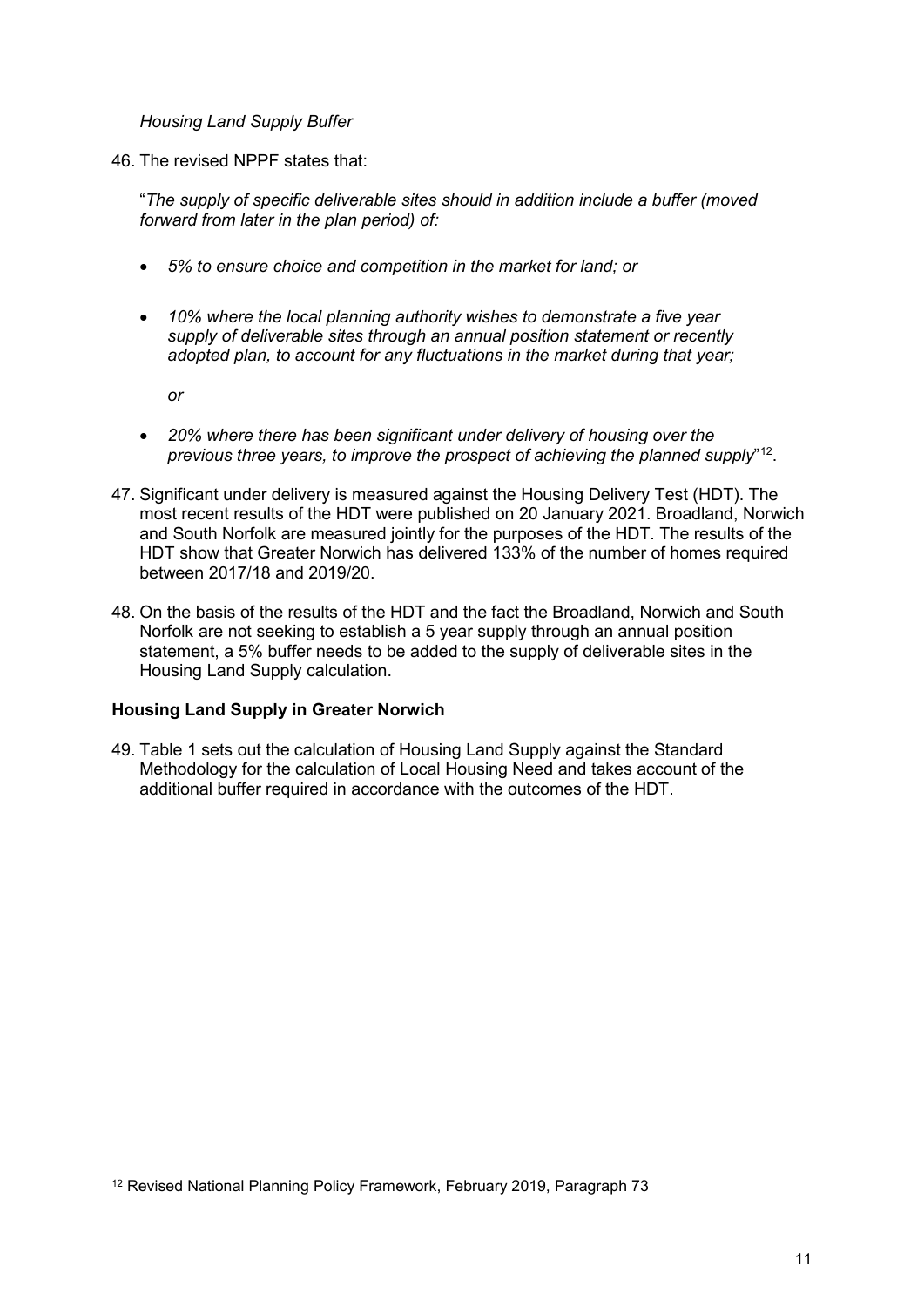*Housing Land Supply Buffer*

46. The revised NPPF states that:

"*The supply of specific deliverable sites should in addition include a buffer (moved forward from later in the plan period) of:*

- *5% to ensure choice and competition in the market for land; or*
- *10% where the local planning authority wishes to demonstrate a five year supply of deliverable sites through an annual position statement or recently adopted plan, to account for any fluctuations in the market during that year;*

  *or*

- *20% where there has been significant under delivery of housing over the previous three years, to improve the prospect of achieving the planned supply*"[12].

47. Significant under delivery is measured against the Housing Delivery Test (HDT). The most recent results of the HDT were published on 20 January 2021. Broadland, Norwich and South Norfolk are measured jointly for the purposes of the HDT. The results of the HDT show that Greater Norwich has delivered 133% of the number of homes required between 2017/18 and 2019/20.

48. On the basis of the results of the HDT and the fact the Broadland, Norwich and South Norfolk are not seeking to establish a 5 year supply through an annual position statement, a 5% buffer needs to be added to the supply of deliverable sites in the Housing Land Supply calculation.

**Housing Land Supply in Greater Norwich**

49. Table 1 sets out the calculation of Housing Land Supply against the Standard Methodology for the calculation of Local Housing Need and takes account of the additional buffer required in accordance with the outcomes of the HDT.

[12] Revised National Planning Policy Framework, February 2019, Paragraph 73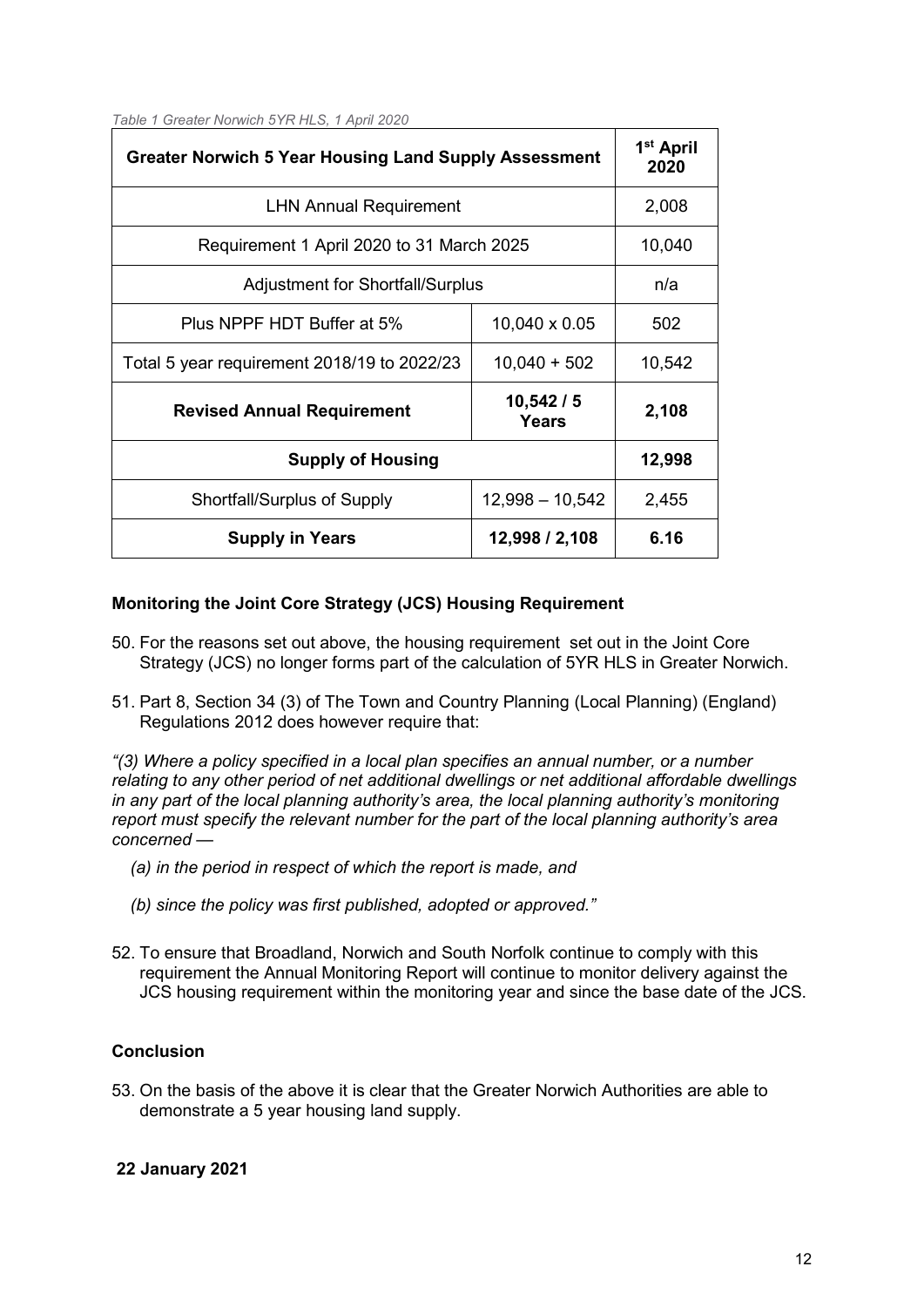*Table 1 Greater Norwich 5YR HLS, 1 April 2020*

| **Greater Norwich 5 Year Housing Land Supply Assessment** | | **1st April 2020** |
|---|---|---|
| LHN Annual Requirement | | 2,008 |
| Requirement 1 April 2020 to 31 March 2025 | | 10,040 |
| Adjustment for Shortfall/Surplus | | n/a |
| Plus NPPF HDT Buffer at 5% | 10,040 x 0.05 | 502 |
| Total 5 year requirement 2018/19 to 2022/23 | 10,040 + 502 | 10,542 |
| **Revised Annual Requirement** | **10,542 / 5 Years** | **2,108** |
| **Supply of Housing** | | **12,998** |
| Shortfall/Surplus of Supply | 12,998 – 10,542 | 2,455 |
| **Supply in Years** | **12,998 / 2,108** | **6.16** |

### Monitoring the Joint Core Strategy (JCS) Housing Requirement

50. For the reasons set out above, the housing requirement set out in the Joint Core Strategy (JCS) no longer forms part of the calculation of 5YR HLS in Greater Norwich.

51. Part 8, Section 34 (3) of The Town and Country Planning (Local Planning) (England) Regulations 2012 does however require that:

*"(3) Where a policy specified in a local plan specifies an annual number, or a number relating to any other period of net additional dwellings or net additional affordable dwellings in any part of the local planning authority's area, the local planning authority's monitoring report must specify the relevant number for the part of the local planning authority's area concerned —*

*(a) in the period in respect of which the report is made, and*

*(b) since the policy was first published, adopted or approved."*

52. To ensure that Broadland, Norwich and South Norfolk continue to comply with this requirement the Annual Monitoring Report will continue to monitor delivery against the JCS housing requirement within the monitoring year and since the base date of the JCS.

### Conclusion

53. On the basis of the above it is clear that the Greater Norwich Authorities are able to demonstrate a 5 year housing land supply.

**22 January 2021**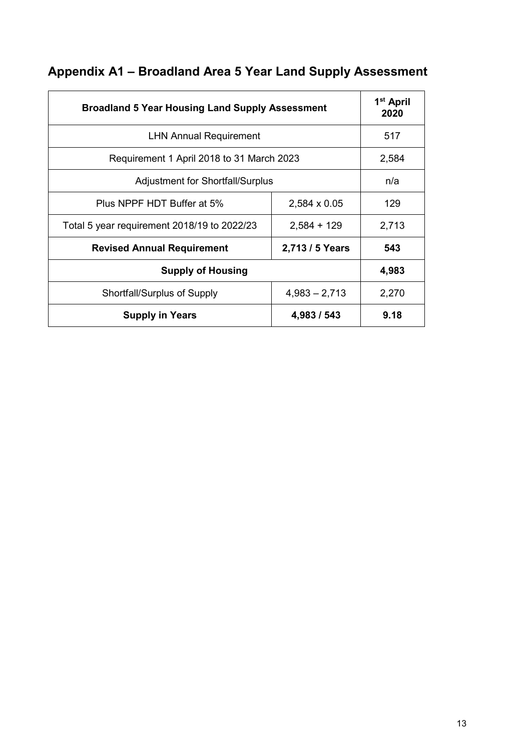## Appendix A1 – Broadland Area 5 Year Land Supply Assessment

| **Broadland 5 Year Housing Land Supply Assessment** | | **1st April 2020** |
|---|---|---|
| LHN Annual Requirement | | 517 |
| Requirement 1 April 2018 to 31 March 2023 | | 2,584 |
| Adjustment for Shortfall/Surplus | | n/a |
| Plus NPPF HDT Buffer at 5% | 2,584 x 0.05 | 129 |
| Total 5 year requirement 2018/19 to 2022/23 | 2,584 + 129 | 2,713 |
| **Revised Annual Requirement** | **2,713 / 5 Years** | **543** |
| **Supply of Housing** | | **4,983** |
| Shortfall/Surplus of Supply | 4,983 – 2,713 | 2,270 |
| **Supply in Years** | **4,983 / 543** | **9.18** |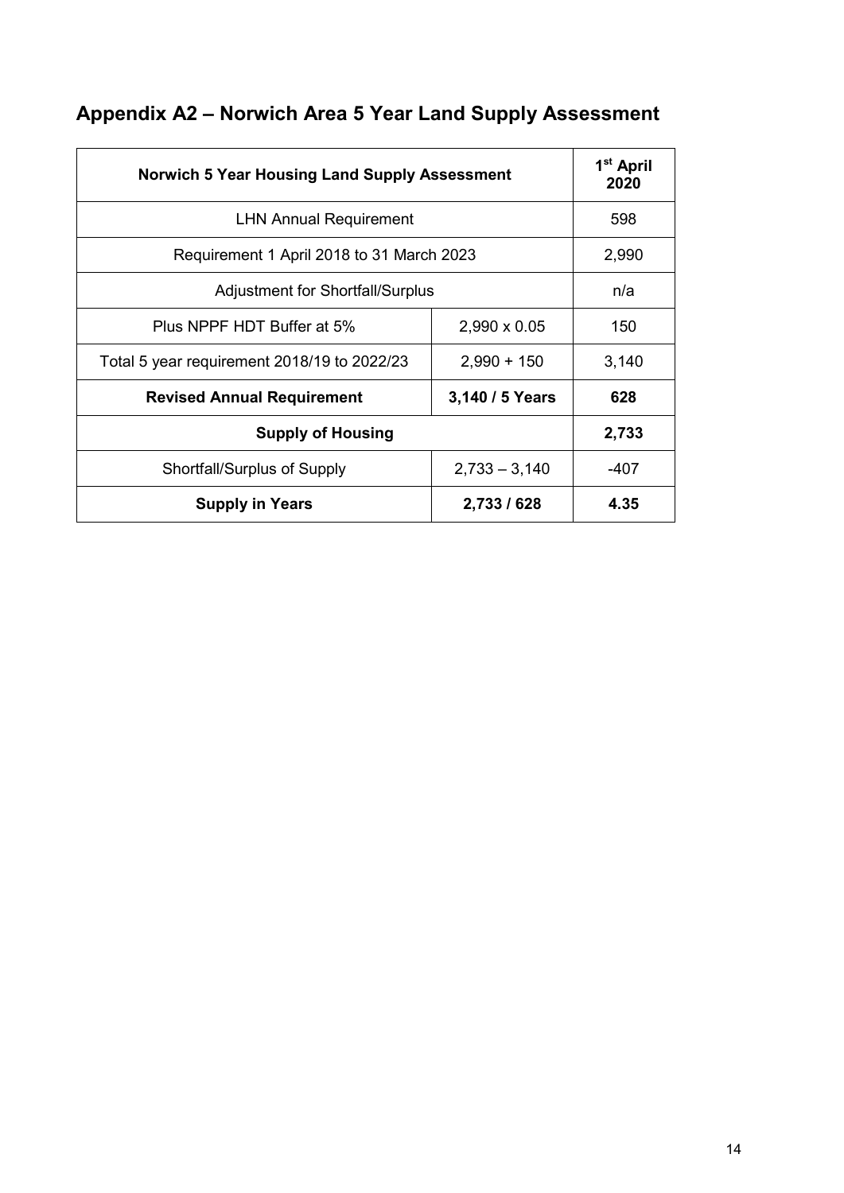## Appendix A2 – Norwich Area 5 Year Land Supply Assessment

| Norwich 5 Year Housing Land Supply Assessment | | 1st April 2020 |
|---|---|---|
| LHN Annual Requirement | | 598 |
| Requirement 1 April 2018 to 31 March 2023 | | 2,990 |
| Adjustment for Shortfall/Surplus | | n/a |
| Plus NPPF HDT Buffer at 5% | 2,990 x 0.05 | 150 |
| Total 5 year requirement 2018/19 to 2022/23 | 2,990 + 150 | 3,140 |
| **Revised Annual Requirement** | **3,140 / 5 Years** | **628** |
| **Supply of Housing** | | **2,733** |
| Shortfall/Surplus of Supply | 2,733 – 3,140 | -407 |
| **Supply in Years** | **2,733 / 628** | **4.35** |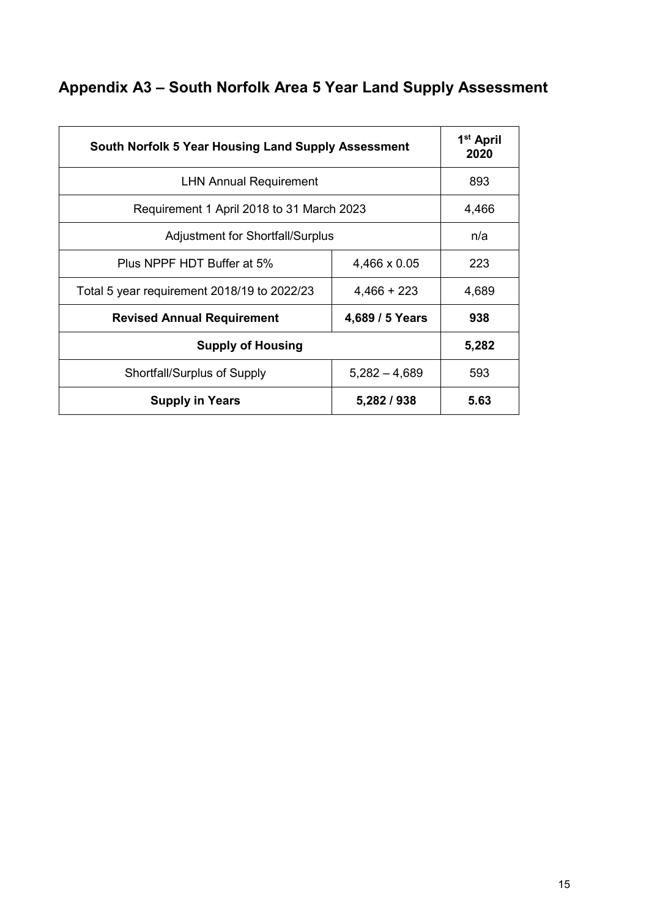## Appendix A3 – South Norfolk Area 5 Year Land Supply Assessment

| South Norfolk 5 Year Housing Land Supply Assessment | | 1st April 2020 |
|---|---|---|
| LHN Annual Requirement | | 893 |
| Requirement 1 April 2018 to 31 March 2023 | | 4,466 |
| Adjustment for Shortfall/Surplus | | n/a |
| Plus NPPF HDT Buffer at 5% | 4,466 x 0.05 | 223 |
| Total 5 year requirement 2018/19 to 2022/23 | 4,466 + 223 | 4,689 |
| **Revised Annual Requirement** | **4,689 / 5 Years** | **938** |
| **Supply of Housing** | | **5,282** |
| Shortfall/Surplus of Supply | 5,282 – 4,689 | 593 |
| **Supply in Years** | **5,282 / 938** | **5.63** |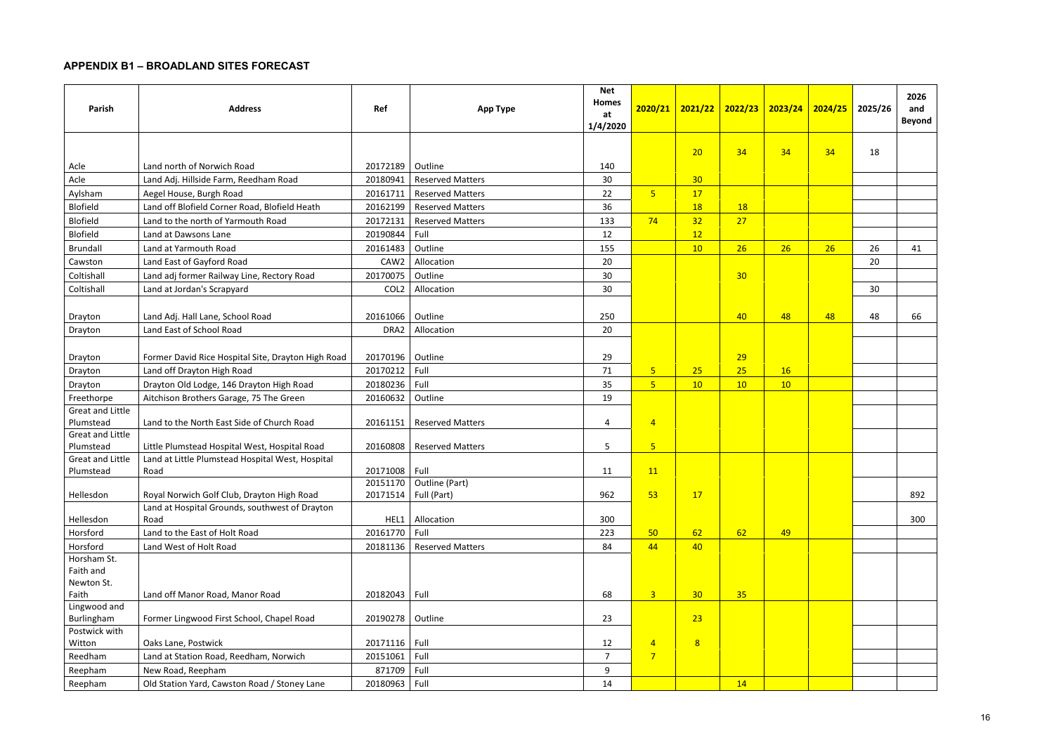## APPENDIX B1 – BROADLAND SITES FORECAST

| Parish | Address | Ref | App Type | Net Homes at 1/4/2020 | 2020/21 | 2021/22 | 2022/23 | 2023/24 | 2024/25 | 2025/26 | 2026 and Beyond |
|---|---|---|---|---|---|---|---|---|---|---|---|
| Acle | Land north of Norwich Road | 20172189 | Outline | 140 | | 20 | 34 | 34 | 34 | 18 | |
| Acle | Land Adj. Hillside Farm, Reedham Road | 20180941 | Reserved Matters | 30 | | 30 | | | | | |
| Aylsham | Aegel House, Burgh Road | 20161711 | Reserved Matters | 22 | 5 | 17 | | | | | |
| Blofield | Land off Blofield Corner Road, Blofield Heath | 20162199 | Reserved Matters | 36 | | 18 | 18 | | | | |
| Blofield | Land to the north of Yarmouth Road | 20172131 | Reserved Matters | 133 | 74 | 32 | 27 | | | | |
| Blofield | Land at Dawsons Lane | 20190844 | Full | 12 | | 12 | | | | | |
| Brundall | Land at Yarmouth Road | 20161483 | Outline | 155 | | 10 | 26 | 26 | 26 | 26 | 41 |
| Cawston | Land East of Gayford Road | CAW2 | Allocation | 20 | | | | | | 20 | |
| Coltishall | Land adj former Railway Line, Rectory Road | 20170075 | Outline | 30 | | | 30 | | | | |
| Coltishall | Land at Jordan's Scrapyard | COL2 | Allocation | 30 | | | | | | 30 | |
| Drayton | Land Adj. Hall Lane, School Road | 20161066 | Outline | 250 | | | 40 | 48 | 48 | 48 | 66 |
| Drayton | Land East of School Road | DRA2 | Allocation | 20 | | | | | | | |
| Drayton | Former David Rice Hospital Site, Drayton High Road | 20170196 | Outline | 29 | | | 29 | | | | |
| Drayton | Land off Drayton High Road | 20170212 | Full | 71 | 5 | 25 | 25 | 16 | | | |
| Drayton | Drayton Old Lodge, 146 Drayton High Road | 20180236 | Full | 35 | 5 | 10 | 10 | 10 | | | |
| Freethorpe | Aitchison Brothers Garage, 75 The Green | 20160632 | Outline | 19 | | | | | | | |
| Great and Little Plumstead | Land to the North East Side of Church Road | 20161151 | Reserved Matters | 4 | 4 | | | | | | |
| Great and Little Plumstead | Little Plumstead Hospital West, Hospital Road | 20160808 | Reserved Matters | 5 | 5 | | | | | | |
| Great and Little Plumstead | Land at Little Plumstead Hospital West, Hospital Road | 20171008 | Full | 11 | 11 | | | | | | |
| Hellesdon | Royal Norwich Golf Club, Drayton High Road | 20151170<br>20171514 | Outline (Part)<br>Full (Part) | 962 | 53 | 17 | | | | | 892 |
| Hellesdon | Land at Hospital Grounds, southwest of Drayton Road | HEL1 | Allocation | 300 | | | | | | | 300 |
| Horsford | Land to the East of Holt Road | 20161770 | Full | 223 | 50 | 62 | 62 | 49 | | | |
| Horsford | Land West of Holt Road | 20181136 | Reserved Matters | 84 | 44 | 40 | | | | | |
| Horsham St. Faith and Newton St. Faith | Land off Manor Road, Manor Road | 20182043 | Full | 68 | 3 | 30 | 35 | | | | |
| Lingwood and Burlingham | Former Lingwood First School, Chapel Road | 20190278 | Outline | 23 | | 23 | | | | | |
| Postwick with Witton | Oaks Lane, Postwick | 20171116 | Full | 12 | 4 | 8 | | | | | |
| Reedham | Land at Station Road, Reedham, Norwich | 20151061 | Full | 7 | 7 | | | | | | |
| Reepham | New Road, Reepham | 871709 | Full | 9 | | | | | | | |
| Reepham | Old Station Yard, Cawston Road / Stoney Lane | 20180963 | Full | 14 | | | 14 | | | | |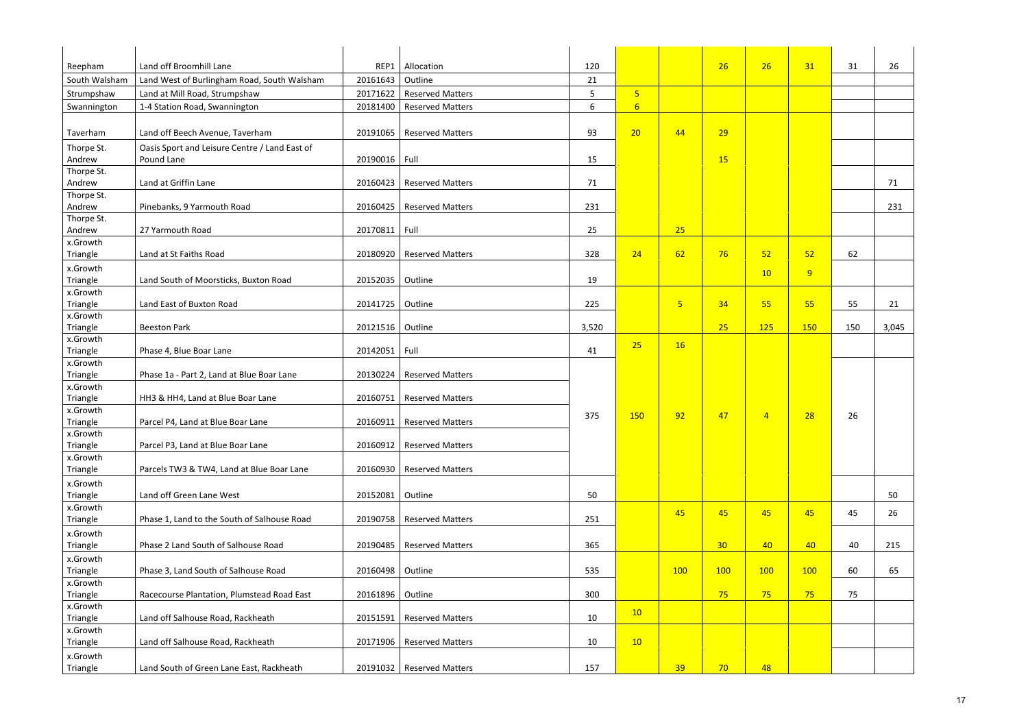| | | | | | | | | | | | |
|---|---|---|---|---|---|---|---|---|---|---|---|
| Reepham | Land off Broomhill Lane | REP1 | Allocation | 120 | | | 26 | 26 | 31 | 31 | 26 |
| South Walsham | Land West of Burlingham Road, South Walsham | 20161643 | Outline | 21 | | | | | | | |
| Strumpshaw | Land at Mill Road, Strumpshaw | 20171622 | Reserved Matters | 5 | 5 | | | | | | |
| Swannington | 1-4 Station Road, Swannington | 20181400 | Reserved Matters | 6 | 6 | | | | | | |
| Taverham | Land off Beech Avenue, Taverham | 20191065 | Reserved Matters | 93 | 20 | 44 | 29 | | | | |
| Thorpe St. Andrew | Oasis Sport and Leisure Centre / Land East of Pound Lane | 20190016 | Full | 15 | | | 15 | | | | |
| Thorpe St. Andrew | Land at Griffin Lane | 20160423 | Reserved Matters | 71 | | | | | | | 71 |
| Thorpe St. Andrew | Pinebanks, 9 Yarmouth Road | 20160425 | Reserved Matters | 231 | | | | | | | 231 |
| Thorpe St. Andrew | 27 Yarmouth Road | 20170811 | Full | 25 | | 25 | | | | | |
| x.Growth Triangle | Land at St Faiths Road | 20180920 | Reserved Matters | 328 | 24 | 62 | 76 | 52 | 52 | 62 | |
| x.Growth Triangle | Land South of Moorsticks, Buxton Road | 20152035 | Outline | 19 | | | | 10 | 9 | | |
| x.Growth Triangle | Land East of Buxton Road | 20141725 | Outline | 225 | | 5 | 34 | 55 | 55 | 55 | 21 |
| x.Growth Triangle | Beeston Park | 20121516 | Outline | 3,520 | | | 25 | 125 | 150 | 150 | 3,045 |
| x.Growth Triangle | Phase 4, Blue Boar Lane | 20142051 | Full | 41 | 25 | 16 | | | | | |
| x.Growth Triangle | Phase 1a - Part 2, Land at Blue Boar Lane | 20130224 | Reserved Matters | | | | | | | | |
| x.Growth Triangle | HH3 & HH4, Land at Blue Boar Lane | 20160751 | Reserved Matters | | | | | | | | |
| x.Growth Triangle | Parcel P4, Land at Blue Boar Lane | 20160911 | Reserved Matters | 375 | 150 | 92 | 47 | 4 | 28 | 26 | |
| x.Growth Triangle | Parcel P3, Land at Blue Boar Lane | 20160912 | Reserved Matters | | | | | | | | |
| x.Growth Triangle | Parcels TW3 & TW4, Land at Blue Boar Lane | 20160930 | Reserved Matters | | | | | | | | |
| x.Growth Triangle | Land off Green Lane West | 20152081 | Outline | 50 | | | | | | | 50 |
| x.Growth Triangle | Phase 1, Land to the South of Salhouse Road | 20190758 | Reserved Matters | 251 | | 45 | 45 | 45 | 45 | 45 | 26 |
| x.Growth Triangle | Phase 2 Land South of Salhouse Road | 20190485 | Reserved Matters | 365 | | | 30 | 40 | 40 | 40 | 215 |
| x.Growth Triangle | Phase 3, Land South of Salhouse Road | 20160498 | Outline | 535 | | 100 | 100 | 100 | 100 | 60 | 65 |
| x.Growth Triangle | Racecourse Plantation, Plumstead Road East | 20161896 | Outline | 300 | | | 75 | 75 | 75 | 75 | |
| x.Growth Triangle | Land off Salhouse Road, Rackheath | 20151591 | Reserved Matters | 10 | 10 | | | | | | |
| x.Growth Triangle | Land off Salhouse Road, Rackheath | 20171906 | Reserved Matters | 10 | 10 | | | | | | |
| x.Growth Triangle | Land South of Green Lane East, Rackheath | 20191032 | Reserved Matters | 157 | | 39 | 70 | 48 | | | |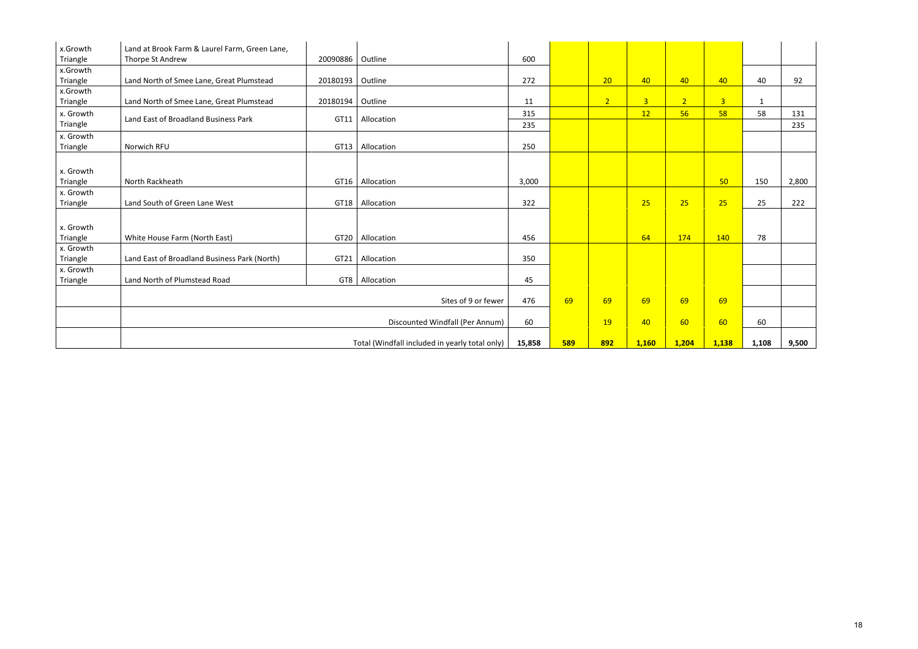| | | | | | | | | | | | |
|---|---|---|---|---|---|---|---|---|---|---|---|
| x.Growth Triangle | Land at Brook Farm & Laurel Farm, Green Lane, Thorpe St Andrew | 20090886 | Outline | 600 | | | | | | | |
| x.Growth Triangle | Land North of Smee Lane, Great Plumstead | 20180193 | Outline | 272 | | 20 | 40 | 40 | 40 | 40 | 92 |
| x.Growth Triangle | Land North of Smee Lane, Great Plumstead | 20180194 | Outline | 11 | | 2 | 3 | 2 | 3 | 1 | |
| x. Growth Triangle | Land East of Broadland Business Park | GT11 | Allocation | 315 | | | 12 | 56 | 58 | 58 | 131 |
| | | | | 235 | | | | | | | 235 |
| x. Growth Triangle | Norwich RFU | GT13 | Allocation | 250 | | | | | | | |
| x. Growth Triangle | North Rackheath | GT16 | Allocation | 3,000 | | | | | 50 | 150 | 2,800 |
| x. Growth Triangle | Land South of Green Lane West | GT18 | Allocation | 322 | | | 25 | 25 | 25 | 25 | 222 |
| x. Growth Triangle | White House Farm (North East) | GT20 | Allocation | 456 | | | 64 | 174 | 140 | 78 | |
| x. Growth Triangle | Land East of Broadland Business Park (North) | GT21 | Allocation | 350 | | | | | | | |
| x. Growth Triangle | Land North of Plumstead Road | GT8 | Allocation | 45 | | | | | | | |
| | Sites of 9 or fewer | | | 476 | 69 | 69 | 69 | 69 | 69 | | |
| | Discounted Windfall (Per Annum) | | | 60 | | 19 | 40 | 60 | 60 | 60 | |
| | Total (Windfall included in yearly total only) | | | 15,858 | 589 | 892 | 1,160 | 1,204 | 1,138 | 1,108 | 9,500 |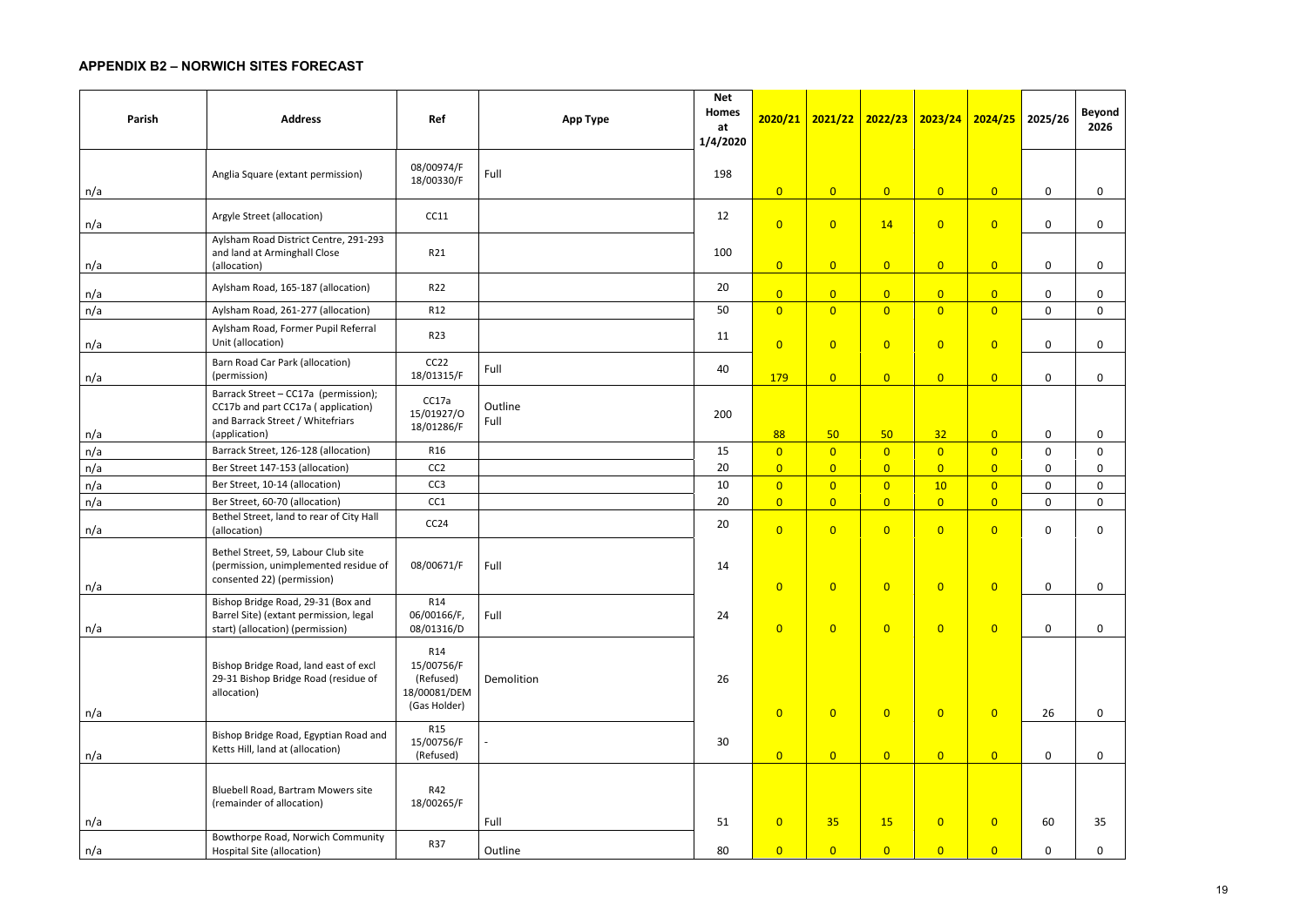## APPENDIX B2 – NORWICH SITES FORECAST

| Parish | Address | Ref | App Type | Net Homes at 1/4/2020 | 2020/21 | 2021/22 | 2022/23 | 2023/24 | 2024/25 | 2025/26 | Beyond 2026 |
|---|---|---|---|---|---|---|---|---|---|---|---|
| n/a | Anglia Square (extant permission) | 08/00974/F 18/00330/F | Full | 198 | 0 | 0 | 0 | 0 | 0 | 0 | 0 |
| n/a | Argyle Street (allocation) | CC11 | | 12 | 0 | 0 | 14 | 0 | 0 | 0 | 0 |
| n/a | Aylsham Road District Centre, 291-293 and land at Arminghall Close (allocation) | R21 | | 100 | 0 | 0 | 0 | 0 | 0 | 0 | 0 |
| n/a | Aylsham Road, 165-187 (allocation) | R22 | | 20 | 0 | 0 | 0 | 0 | 0 | 0 | 0 |
| n/a | Aylsham Road, 261-277 (allocation) | R12 | | 50 | 0 | 0 | 0 | 0 | 0 | 0 | 0 |
| n/a | Aylsham Road, Former Pupil Referral Unit (allocation) | R23 | | 11 | 0 | 0 | 0 | 0 | 0 | 0 | 0 |
| n/a | Barn Road Car Park (allocation) (permission) | CC22 18/01315/F | Full | 40 | 179 | 0 | 0 | 0 | 0 | 0 | 0 |
| n/a | Barrack Street – CC17a (permission); CC17b and part CC17a ( application) and Barrack Street / Whitefriars (application) | CC17a 15/01927/O 18/01286/F | Outline Full | 200 | 88 | 50 | 50 | 32 | 0 | 0 | 0 |
| n/a | Barrack Street, 126-128 (allocation) | R16 | | 15 | 0 | 0 | 0 | 0 | 0 | 0 | 0 |
| n/a | Ber Street 147-153 (allocation) | CC2 | | 20 | 0 | 0 | 0 | 0 | 0 | 0 | 0 |
| n/a | Ber Street, 10-14 (allocation) | CC3 | | 10 | 0 | 0 | 0 | 10 | 0 | 0 | 0 |
| n/a | Ber Street, 60-70 (allocation) | CC1 | | 20 | 0 | 0 | 0 | 0 | 0 | 0 | 0 |
| n/a | Bethel Street, land to rear of City Hall (allocation) | CC24 | | 20 | 0 | 0 | 0 | 0 | 0 | 0 | 0 |
| n/a | Bethel Street, 59, Labour Club site (permission, unimplemented residue of consented 22) (permission) | 08/00671/F | Full | 14 | 0 | 0 | 0 | 0 | 0 | 0 | 0 |
| n/a | Bishop Bridge Road, 29-31 (Box and Barrel Site) (extant permission, legal start) (allocation) (permission) | R14 06/00166/F, 08/01316/D | Full | 24 | 0 | 0 | 0 | 0 | 0 | 0 | 0 |
| n/a | Bishop Bridge Road, land east of excl 29-31 Bishop Bridge Road (residue of allocation) | R14 15/00756/F (Refused) 18/00081/DEM (Gas Holder) | Demolition | 26 | 0 | 0 | 0 | 0 | 0 | 26 | 0 |
| n/a | Bishop Bridge Road, Egyptian Road and Ketts Hill, land at (allocation) | R15 15/00756/F (Refused) | - | 30 | 0 | 0 | 0 | 0 | 0 | 0 | 0 |
| n/a | Bluebell Road, Bartram Mowers site (remainder of allocation) | R42 18/00265/F | Full | 51 | 0 | 35 | 15 | 0 | 0 | 60 | 35 |
| n/a | Bowthorpe Road, Norwich Community Hospital Site (allocation) | R37 | Outline | 80 | 0 | 0 | 0 | 0 | 0 | 0 | 0 |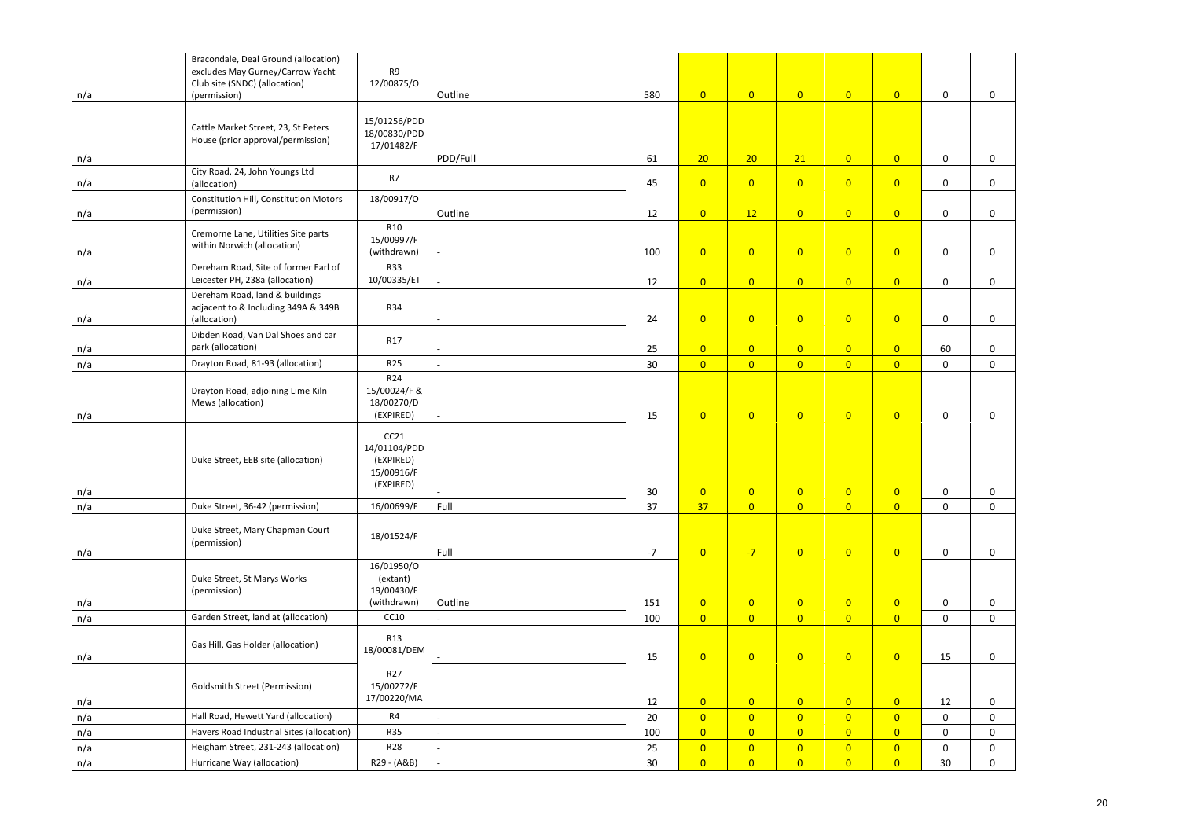| | | | | | | | | | | | |
|---|---|---|---|---|---|---|---|---|---|---|---|
| n/a | Bracondale, Deal Ground (allocation) excludes May Gurney/Carrow Yacht Club site (SNDC) (allocation) (permission) | R9 12/00875/O | Outline | 580 | 0 | 0 | 0 | 0 | 0 | 0 | 0 |
| n/a | Cattle Market Street, 23, St Peters House (prior approval/permission) | 15/01256/PDD 18/00830/PDD 17/01482/F | PDD/Full | 61 | 20 | 20 | 21 | 0 | 0 | 0 | 0 |
| n/a | City Road, 24, John Youngs Ltd (allocation) | R7 | | 45 | 0 | 0 | 0 | 0 | 0 | 0 | 0 |
| n/a | Constitution Hill, Constitution Motors (permission) | 18/00917/O | Outline | 12 | 0 | 12 | 0 | 0 | 0 | 0 | 0 |
| n/a | Cremorne Lane, Utilities Site parts within Norwich (allocation) | R10 15/00997/F (withdrawn) | - | 100 | 0 | 0 | 0 | 0 | 0 | 0 | 0 |
| n/a | Dereham Road, Site of former Earl of Leicester PH, 238a (allocation) | R33 10/00335/ET | - | 12 | 0 | 0 | 0 | 0 | 0 | 0 | 0 |
| n/a | Dereham Road, land & buildings adjacent to & Including 349A & 349B (allocation) | R34 | - | 24 | 0 | 0 | 0 | 0 | 0 | 0 | 0 |
| n/a | Dibden Road, Van Dal Shoes and car park (allocation) | R17 | - | 25 | 0 | 0 | 0 | 0 | 0 | 60 | 0 |
| n/a | Drayton Road, 81-93 (allocation) | R25 | - | 30 | 0 | 0 | 0 | 0 | 0 | 0 | 0 |
| n/a | Drayton Road, adjoining Lime Kiln Mews (allocation) | R24 15/00024/F & 18/00270/D (EXPIRED) | - | 15 | 0 | 0 | 0 | 0 | 0 | 0 | 0 |
| n/a | Duke Street, EEB site (allocation) | CC21 14/01104/PDD (EXPIRED) 15/00916/F (EXPIRED) | - | 30 | 0 | 0 | 0 | 0 | 0 | 0 | 0 |
| n/a | Duke Street, 36-42 (permission) | 16/00699/F | Full | 37 | 37 | 0 | 0 | 0 | 0 | 0 | 0 |
| n/a | Duke Street, Mary Chapman Court (permission) | 18/01524/F | Full | -7 | 0 | -7 | 0 | 0 | 0 | 0 | 0 |
| n/a | Duke Street, St Marys Works (permission) | 16/01950/O (extant) 19/00430/F (withdrawn) | Outline | 151 | 0 | 0 | 0 | 0 | 0 | 0 | 0 |
| n/a | Garden Street, land at (allocation) | CC10 | - | 100 | 0 | 0 | 0 | 0 | 0 | 0 | 0 |
| n/a | Gas Hill, Gas Holder (allocation) | R13 18/00081/DEM | - | 15 | 0 | 0 | 0 | 0 | 0 | 15 | 0 |
| n/a | Goldsmith Street (Permission) | R27 15/00272/F 17/00220/MA | | 12 | 0 | 0 | 0 | 0 | 0 | 12 | 0 |
| n/a | Hall Road, Hewett Yard (allocation) | R4 | - | 20 | 0 | 0 | 0 | 0 | 0 | 0 | 0 |
| n/a | Havers Road Industrial Sites (allocation) | R35 | - | 100 | 0 | 0 | 0 | 0 | 0 | 0 | 0 |
| n/a | Heigham Street, 231-243 (allocation) | R28 | - | 25 | 0 | 0 | 0 | 0 | 0 | 0 | 0 |
| n/a | Hurricane Way (allocation) | R29 - (A&B) | - | 30 | 0 | 0 | 0 | 0 | 0 | 30 | 0 |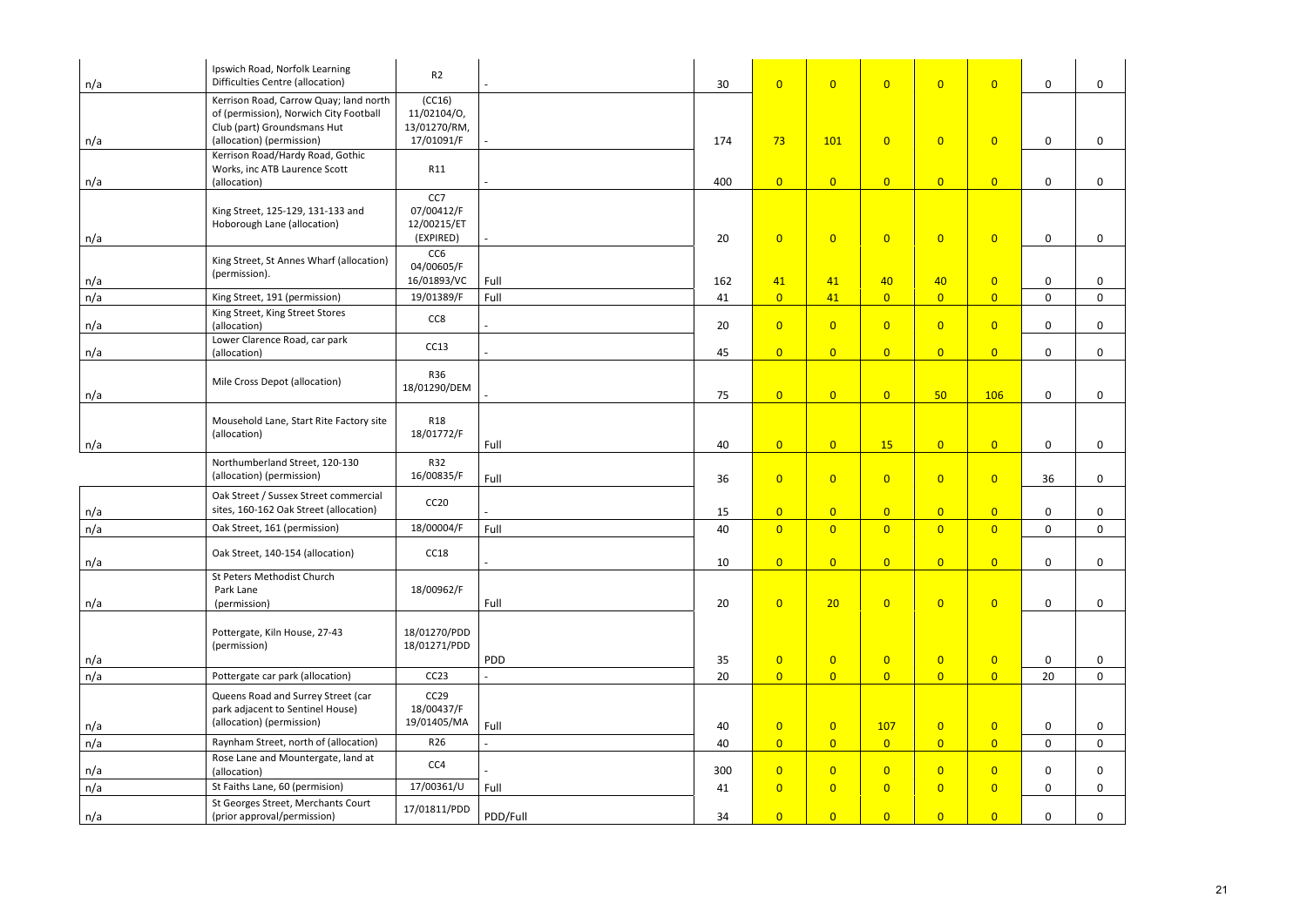| | | | | | | | | | | | |
|---|---|---|---|---|---|---|---|---|---|---|---|
| n/a | Ipswich Road, Norfolk Learning Difficulties Centre (allocation) | R2 | - | 30 | 0 | 0 | 0 | 0 | 0 | 0 | 0 |
| n/a | Kerrison Road, Carrow Quay; land north of (permission), Norwich City Football Club (part) Groundsmans Hut (allocation) (permission) | (CC16) 11/02104/O, 13/01270/RM, 17/01091/F | - | 174 | 73 | 101 | 0 | 0 | 0 | 0 | 0 |
| n/a | Kerrison Road/Hardy Road, Gothic Works, inc ATB Laurence Scott (allocation) | R11 | - | 400 | 0 | 0 | 0 | 0 | 0 | 0 | 0 |
| n/a | King Street, 125-129, 131-133 and Hoborough Lane (allocation) | CC7 07/00412/F 12/00215/ET (EXPIRED) | - | 20 | 0 | 0 | 0 | 0 | 0 | 0 | 0 |
| n/a | King Street, St Annes Wharf (allocation) (permission). | CC6 04/00605/F 16/01893/VC | Full | 162 | 41 | 41 | 40 | 40 | 0 | 0 | 0 |
| n/a | King Street, 191 (permission) | 19/01389/F | Full | 41 | 0 | 41 | 0 | 0 | 0 | 0 | 0 |
| n/a | King Street, King Street Stores (allocation) | CC8 | - | 20 | 0 | 0 | 0 | 0 | 0 | 0 | 0 |
| n/a | Lower Clarence Road, car park (allocation) | CC13 | - | 45 | 0 | 0 | 0 | 0 | 0 | 0 | 0 |
| n/a | Mile Cross Depot (allocation) | R36 18/01290/DEM | - | 75 | 0 | 0 | 0 | 50 | 106 | 0 | 0 |
| n/a | Mousehold Lane, Start Rite Factory site (allocation) | R18 18/01772/F | Full | 40 | 0 | 0 | 15 | 0 | 0 | 0 | 0 |
| | Northumberland Street, 120-130 (allocation) (permission) | R32 16/00835/F | Full | 36 | 0 | 0 | 0 | 0 | 0 | 36 | 0 |
| n/a | Oak Street / Sussex Street commercial sites, 160-162 Oak Street (allocation) | CC20 | - | 15 | 0 | 0 | 0 | 0 | 0 | 0 | 0 |
| n/a | Oak Street, 161 (permission) | 18/00004/F | Full | 40 | 0 | 0 | 0 | 0 | 0 | 0 | 0 |
| n/a | Oak Street, 140-154 (allocation) | CC18 | - | 10 | 0 | 0 | 0 | 0 | 0 | 0 | 0 |
| n/a | St Peters Methodist Church Park Lane (permission) | 18/00962/F | Full | 20 | 0 | 20 | 0 | 0 | 0 | 0 | 0 |
| n/a | Pottergate, Kiln House, 27-43 (permission) | 18/01270/PDD 18/01271/PDD | PDD | 35 | 0 | 0 | 0 | 0 | 0 | 0 | 0 |
| n/a | Pottergate car park (allocation) | CC23 | - | 20 | 0 | 0 | 0 | 0 | 0 | 20 | 0 |
| n/a | Queens Road and Surrey Street (car park adjacent to Sentinel House) (allocation) (permission) | CC29 18/00437/F 19/01405/MA | Full | 40 | 0 | 0 | 107 | 0 | 0 | 0 | 0 |
| n/a | Raynham Street, north of (allocation) | R26 | - | 40 | 0 | 0 | 0 | 0 | 0 | 0 | 0 |
| n/a | Rose Lane and Mountergate, land at (allocation) | CC4 | - | 300 | 0 | 0 | 0 | 0 | 0 | 0 | 0 |
| n/a | St Faiths Lane, 60 (permision) | 17/00361/U | Full | 41 | 0 | 0 | 0 | 0 | 0 | 0 | 0 |
| n/a | St Georges Street, Merchants Court (prior approval/permission) | 17/01811/PDD | PDD/Full | 34 | 0 | 0 | 0 | 0 | 0 | 0 | 0 |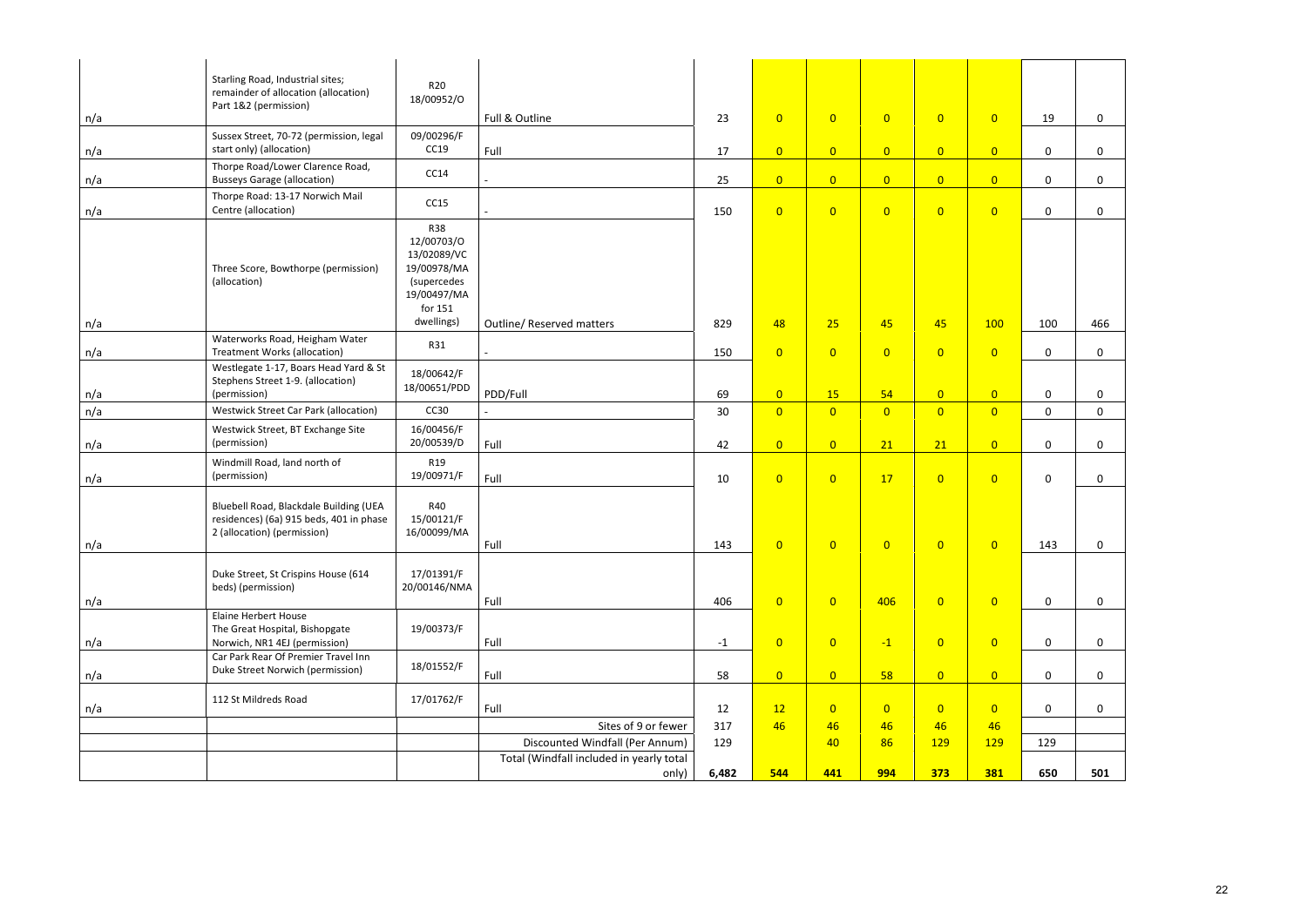| | | | | | | | | | | | |
|---|---|---|---|---|---|---|---|---|---|---|---|
| n/a | Starling Road, Industrial sites; remainder of allocation (allocation) Part 1&2 (permission) | R20 18/00952/O | Full & Outline | 23 | 0 | 0 | 0 | 0 | 0 | 19 | 0 |
| n/a | Sussex Street, 70-72 (permission, legal start only) (allocation) | 09/00296/F CC19 | Full | 17 | 0 | 0 | 0 | 0 | 0 | 0 | 0 |
| n/a | Thorpe Road/Lower Clarence Road, Busseys Garage (allocation) | CC14 | - | 25 | 0 | 0 | 0 | 0 | 0 | 0 | 0 |
| n/a | Thorpe Road: 13-17 Norwich Mail Centre (allocation) | CC15 | - | 150 | 0 | 0 | 0 | 0 | 0 | 0 | 0 |
| n/a | Three Score, Bowthorpe (permission) (allocation) | R38 12/00703/O 13/02089/VC 19/00978/MA (supercedes 19/00497/MA for 151 dwellings) | Outline/ Reserved matters | 829 | 48 | 25 | 45 | 45 | 100 | 100 | 466 |
| n/a | Waterworks Road, Heigham Water Treatment Works (allocation) | R31 | - | 150 | 0 | 0 | 0 | 0 | 0 | 0 | 0 |
| n/a | Westlegate 1-17, Boars Head Yard & St Stephens Street 1-9. (allocation) (permission) | 18/00642/F 18/00651/PDD | PDD/Full | 69 | 0 | 15 | 54 | 0 | 0 | 0 | 0 |
| n/a | Westwick Street Car Park (allocation) | CC30 | - | 30 | 0 | 0 | 0 | 0 | 0 | 0 | 0 |
| n/a | Westwick Street, BT Exchange Site (permission) | 16/00456/F 20/00539/D | Full | 42 | 0 | 0 | 21 | 21 | 0 | 0 | 0 |
| n/a | Windmill Road, land north of (permission) | R19 19/00971/F | Full | 10 | 0 | 0 | 17 | 0 | 0 | 0 | 0 |
| n/a | Bluebell Road, Blackdale Building (UEA residences) (6a) 915 beds, 401 in phase 2 (allocation) (permission) | R40 15/00121/F 16/00099/MA | Full | 143 | 0 | 0 | 0 | 0 | 0 | 143 | 0 |
| n/a | Duke Street, St Crispins House (614 beds) (permission) | 17/01391/F 20/00146/NMA | Full | 406 | 0 | 0 | 406 | 0 | 0 | 0 | 0 |
| n/a | Elaine Herbert House The Great Hospital, Bishopgate Norwich, NR1 4EJ (permission) | 19/00373/F | Full | -1 | 0 | 0 | -1 | 0 | 0 | 0 | 0 |
| n/a | Car Park Rear Of Premier Travel Inn Duke Street Norwich (permission) | 18/01552/F | Full | 58 | 0 | 0 | 58 | 0 | 0 | 0 | 0 |
| n/a | 112 St Mildreds Road | 17/01762/F | Full | 12 | 12 | 0 | 0 | 0 | 0 | 0 | 0 |
| | | | Sites of 9 or fewer | 317 | 46 | 46 | 46 | 46 | 46 | | |
| | | | Discounted Windfall (Per Annum) | 129 | | 40 | 86 | 129 | 129 | 129 | |
| | | | Total (Windfall included in yearly total only) | 6,482 | 544 | 441 | 994 | 373 | 381 | 650 | 501 |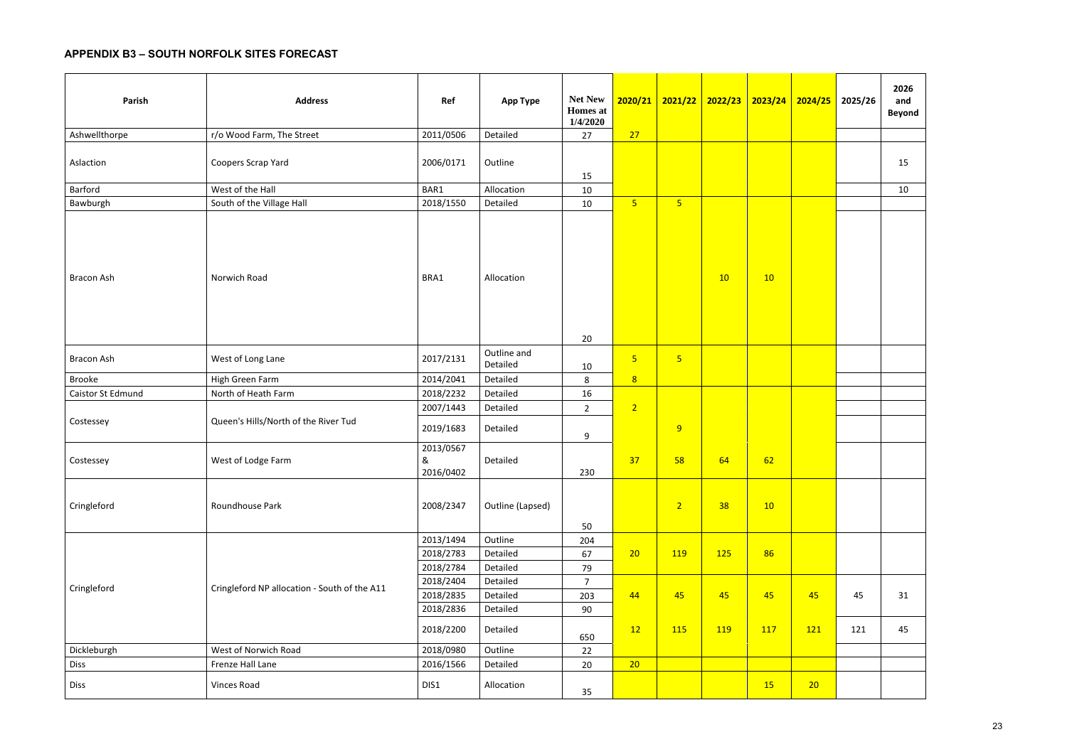## APPENDIX B3 – SOUTH NORFOLK SITES FORECAST

| Parish | Address | Ref | App Type | Net New Homes at 1/4/2020 | 2020/21 | 2021/22 | 2022/23 | 2023/24 | 2024/25 | 2025/26 | 2026 and Beyond |
|---|---|---|---|---|---|---|---|---|---|---|---|
| Ashwellthorpe | r/o Wood Farm, The Street | 2011/0506 | Detailed | 27 | 27 | | | | | | |
| Aslaction | Coopers Scrap Yard | 2006/0171 | Outline | 15 | | | | | | | 15 |
| Barford | West of the Hall | BAR1 | Allocation | 10 | | | | | | | 10 |
| Bawburgh | South of the Village Hall | 2018/1550 | Detailed | 10 | 5 | 5 | | | | | |
| Bracon Ash | Norwich Road | BRA1 | Allocation | 20 | | | 10 | 10 | | | |
| Bracon Ash | West of Long Lane | 2017/2131 | Outline and Detailed | 10 | 5 | 5 | | | | | |
| Brooke | High Green Farm | 2014/2041 | Detailed | 8 | 8 | | | | | | |
| Caistor St Edmund | North of Heath Farm | 2018/2232 | Detailed | 16 | | | | | | | |
| Costessey | Queen's Hills/North of the River Tud | 2007/1443 | Detailed | 2 | 2 | | | | | | |
| | | 2019/1683 | Detailed | 9 | | 9 | | | | | |
| Costessey | West of Lodge Farm | 2013/0567 & 2016/0402 | Detailed | 230 | 37 | 58 | 64 | 62 | | | |
| Cringleford | Roundhouse Park | 2008/2347 | Outline (Lapsed) | 50 | | 2 | 38 | 10 | | | |
| Cringleford | Cringleford NP allocation - South of the A11 | 2013/1494 | Outline | 204 | 20 | 119 | 125 | 86 | | | |
| | | 2018/2783 | Detailed | 67 | | | | | | | |
| | | 2018/2784 | Detailed | 79 | | | | | | | |
| | | 2018/2404 | Detailed | 7 | 44 | 45 | 45 | 45 | 45 | 45 | 31 |
| | | 2018/2835 | Detailed | 203 | | | | | | | |
| | | 2018/2836 | Detailed | 90 | | | | | | | |
| | | 2018/2200 | Detailed | 650 | 12 | 115 | 119 | 117 | 121 | 121 | 45 |
| Dickleburgh | West of Norwich Road | 2018/0980 | Outline | 22 | | | | | | | |
| Diss | Frenze Hall Lane | 2016/1566 | Detailed | 20 | 20 | | | | | | |
| Diss | Vinces Road | DIS1 | Allocation | 35 | | | | 15 | 20 | | |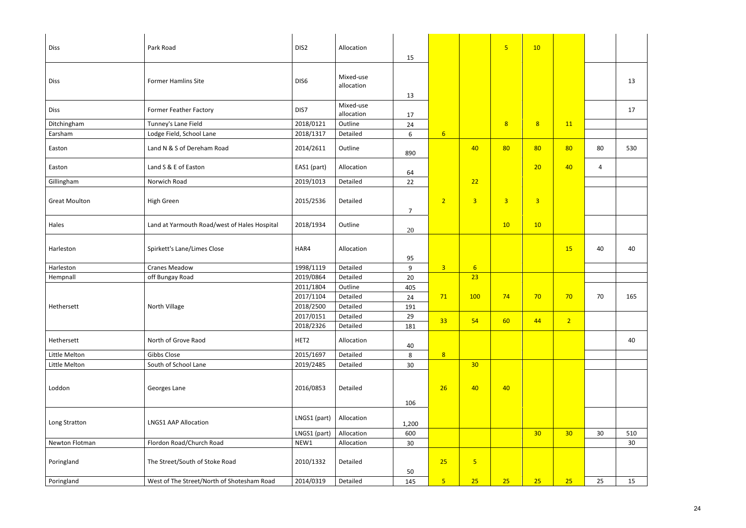| | | | | | | | | | | | |
|---|---|---|---|---|---|---|---|---|---|---|---|
| Diss | Park Road | DIS2 | Allocation | 15 | | | 5 | 10 | | | |
| Diss | Former Hamlins Site | DIS6 | Mixed-use allocation | 13 | | | | | | | 13 |
| Diss | Former Feather Factory | DIS7 | Mixed-use allocation | 17 | | | | | | | 17 |
| Ditchingham | Tunney's Lane Field | 2018/0121 | Outline | 24 | | | 8 | 8 | 11 | | |
| Earsham | Lodge Field, School Lane | 2018/1317 | Detailed | 6 | 6 | | | | | | |
| Easton | Land N & S of Dereham Road | 2014/2611 | Outline | 890 | | 40 | 80 | 80 | 80 | 80 | 530 |
| Easton | Land S & E of Easton | EAS1 (part) | Allocation | 64 | | | | 20 | 40 | 4 | |
| Gillingham | Norwich Road | 2019/1013 | Detailed | 22 | | 22 | | | | | |
| Great Moulton | High Green | 2015/2536 | Detailed | 7 | 2 | 3 | 3 | 3 | | | |
| Hales | Land at Yarmouth Road/west of Hales Hospital | 2018/1934 | Outline | 20 | | | 10 | 10 | | | |
| Harleston | Spirkett's Lane/Limes Close | HAR4 | Allocation | 95 | | | | | 15 | 40 | 40 |
| Harleston | Cranes Meadow | 1998/1119 | Detailed | 9 | 3 | 6 | | | | | |
| Hempnall | off Bungay Road | 2019/0864 | Detailed | 20 | | 23 | | | | | |
| Hethersett | North Village | 2011/1804 | Outline | 405 | 71 | 100 | 74 | 70 | 70 | 70 | 165 |
| | | 2017/1104 | Detailed | 24 | | | | | | | |
| | | 2018/2500 | Detailed | 191 | | | | | | | |
| | | 2017/0151 | Detailed | 29 | 33 | 54 | 60 | 44 | 2 | | |
| | | 2018/2326 | Detailed | 181 | | | | | | | |
| Hethersett | North of Grove Raod | HET2 | Allocation | 40 | | | | | | | 40 |
| Little Melton | Gibbs Close | 2015/1697 | Detailed | 8 | 8 | | | | | | |
| Little Melton | South of School Lane | 2019/2485 | Detailed | 30 | | 30 | | | | | |
| Loddon | Georges Lane | 2016/0853 | Detailed | 106 | 26 | 40 | 40 | | | | |
| Long Stratton | LNGS1 AAP Allocation | LNGS1 (part) | Allocation | 1,200 | | | | | | | |
| | | LNGS1 (part) | Allocation | 600 | | | | 30 | 30 | 30 | 510 |
| Newton Flotman | Flordon Road/Church Road | NEW1 | Allocation | 30 | | | | | | | 30 |
| Poringland | The Street/South of Stoke Road | 2010/1332 | Detailed | 50 | 25 | 5 | | | | | |
| Poringland | West of The Street/North of Shotesham Road | 2014/0319 | Detailed | 145 | 5 | 25 | 25 | 25 | 25 | 25 | 15 |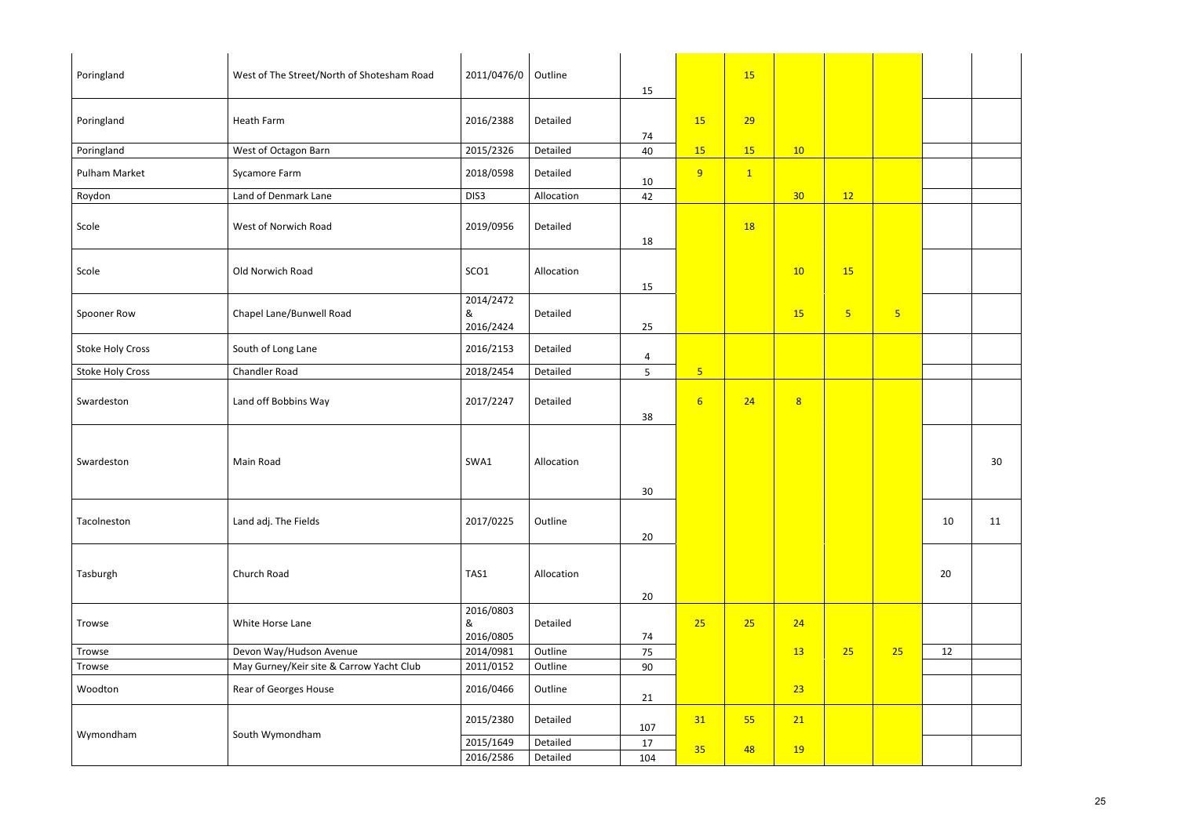| | | | | | | | | | | | |
|---|---|---|---|---|---|---|---|---|---|---|---|
| Poringland | West of The Street/North of Shotesham Road | 2011/0476/0 | Outline | 15 | | 15 | | | | | |
| Poringland | Heath Farm | 2016/2388 | Detailed | 74 | 15 | 29 | | | | | |
| Poringland | West of Octagon Barn | 2015/2326 | Detailed | 40 | 15 | 15 | 10 | | | | |
| Pulham Market | Sycamore Farm | 2018/0598 | Detailed | 10 | 9 | 1 | | | | | |
| Roydon | Land of Denmark Lane | DIS3 | Allocation | 42 | | | 30 | 12 | | | |
| Scole | West of Norwich Road | 2019/0956 | Detailed | 18 | | 18 | | | | | |
| Scole | Old Norwich Road | SCO1 | Allocation | 15 | | | 10 | 15 | | | |
| Spooner Row | Chapel Lane/Bunwell Road | 2014/2472 & 2016/2424 | Detailed | 25 | | | 15 | 5 | 5 | | |
| Stoke Holy Cross | South of Long Lane | 2016/2153 | Detailed | 4 | | | | | | | |
| Stoke Holy Cross | Chandler Road | 2018/2454 | Detailed | 5 | 5 | | | | | | |
| Swardeston | Land off Bobbins Way | 2017/2247 | Detailed | 38 | 6 | 24 | 8 | | | | |
| Swardeston | Main Road | SWA1 | Allocation | 30 | | | | | | | 30 |
| Tacolneston | Land adj. The Fields | 2017/0225 | Outline | 20 | | | | | | 10 | 11 |
| Tasburgh | Church Road | TAS1 | Allocation | 20 | | | | | | 20 | |
| Trowse | White Horse Lane | 2016/0803 & 2016/0805 | Detailed | 74 | 25 | 25 | 24 | | | | |
| Trowse | Devon Way/Hudson Avenue | 2014/0981 | Outline | 75 | | | 13 | 25 | 25 | 12 | |
| Trowse | May Gurney/Keir site & Carrow Yacht Club | 2011/0152 | Outline | 90 | | | | | | | |
| Woodton | Rear of Georges House | 2016/0466 | Outline | 21 | | | 23 | | | | |
| Wymondham | South Wymondham | 2015/2380 | Detailed | 107 | 31 | 55 | 21 | | | | |
| | | 2015/1649 | Detailed | 17 | 35 | 48 | 19 | | | | |
| | | 2016/2586 | Detailed | 104 | | | | | | | |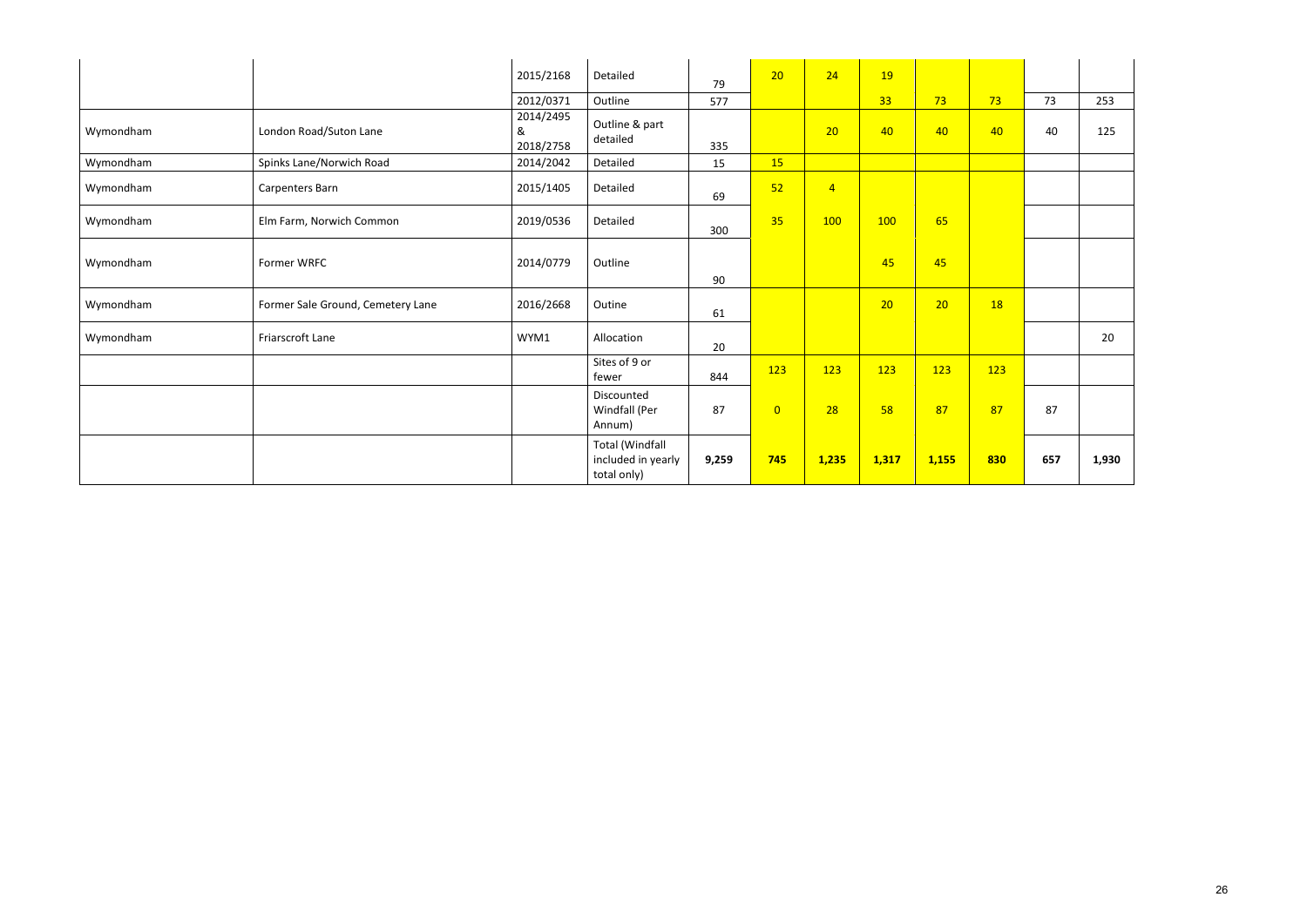| | | | | | | | | | | | |
|---|---|---|---|---|---|---|---|---|---|---|---|
| | | 2015/2168 | Detailed | 79 | 20 | 24 | 19 | | | | |
| | | 2012/0371 | Outline | 577 | | | 33 | 73 | 73 | 73 | 253 |
| Wymondham | London Road/Suton Lane | 2014/2495 & 2018/2758 | Outline & part detailed | 335 | | 20 | 40 | 40 | 40 | 40 | 125 |
| Wymondham | Spinks Lane/Norwich Road | 2014/2042 | Detailed | 15 | 15 | | | | | | |
| Wymondham | Carpenters Barn | 2015/1405 | Detailed | 69 | 52 | 4 | | | | | |
| Wymondham | Elm Farm, Norwich Common | 2019/0536 | Detailed | 300 | 35 | 100 | 100 | 65 | | | |
| Wymondham | Former WRFC | 2014/0779 | Outline | 90 | | | 45 | 45 | | | |
| Wymondham | Former Sale Ground, Cemetery Lane | 2016/2668 | Outine | 61 | | | 20 | 20 | 18 | | |
| Wymondham | Friarscroft Lane | WYM1 | Allocation | 20 | | | | | | | 20 |
| | | | Sites of 9 or fewer | 844 | 123 | 123 | 123 | 123 | 123 | | |
| | | | Discounted Windfall (Per Annum) | 87 | 0 | 28 | 58 | 87 | 87 | 87 | |
| | | | **Total (Windfall included in yearly total only)** | **9,259** | **745** | **1,235** | **1,317** | **1,155** | **830** | **657** | **1,930** |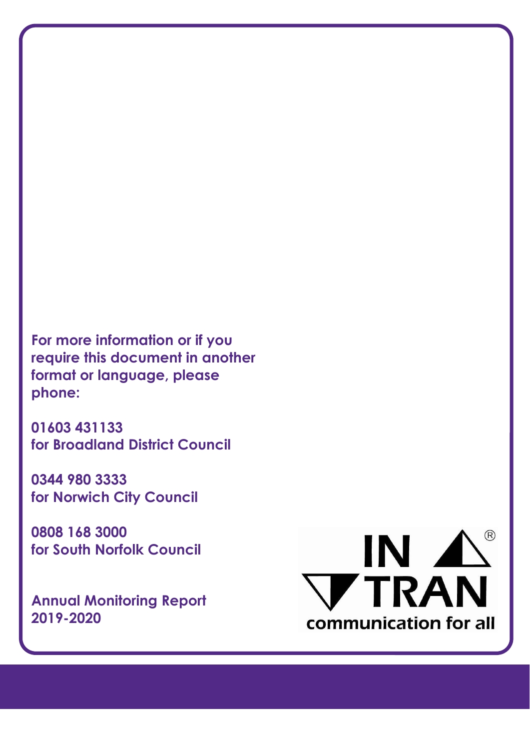**For more information or if you require this document in another format or language, please phone:**

**01603 431133**
**for Broadland District Council**

**0344 980 3333**
**for Norwich City Council**

**0808 168 3000**
**for South Norfolk Council**

**Annual Monitoring Report 2019-2020**

IN TRAN®
communication for all